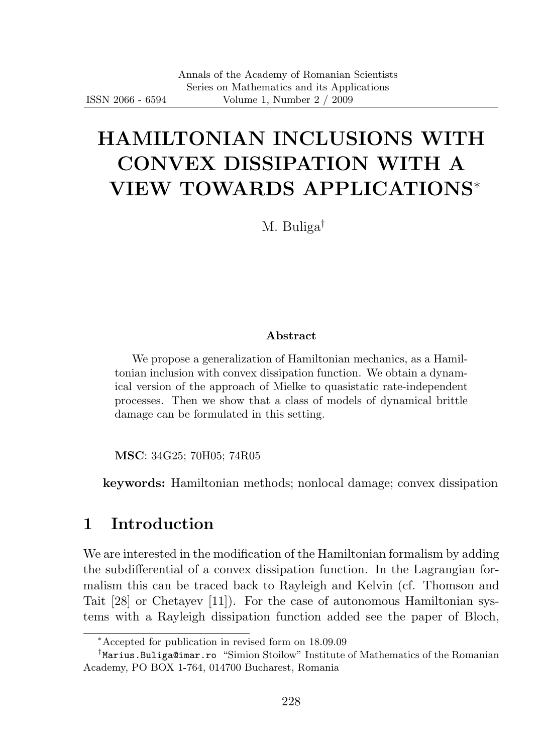# HAMILTONIAN INCLUSIONS WITH CONVEX DISSIPATION WITH A VIEW TOWARDS APPLICATIONS*

M. Buliga[†]

**Abstract**

We propose a generalization of Hamiltonian mechanics, as a Hamiltonian inclusion with convex dissipation function. We obtain a dynamical version of the approach of Mielke to quasistatic rate-independent processes. Then we show that a class of models of dynamical brittle damage can be formulated in this setting.

**MSC**: 34G25; 70H05; 74R05

**keywords:** Hamiltonian methods; nonlocal damage; convex dissipation

## 1 Introduction

We are interested in the modification of the Hamiltonian formalism by adding the subdifferential of a convex dissipation function. In the Lagrangian formalism this can be traced back to Rayleigh and Kelvin (cf. Thomson and Tait [28] or Chetayev [11]). For the case of autonomous Hamiltonian systems with a Rayleigh dissipation function added see the paper of Bloch,

---

*Accepted for publication in revised form on 18.09.09

[†]Marius.Buliga@imar.ro "Simion Stoilow" Institute of Mathematics of the Romanian Academy, PO BOX 1-764, 014700 Bucharest, Romania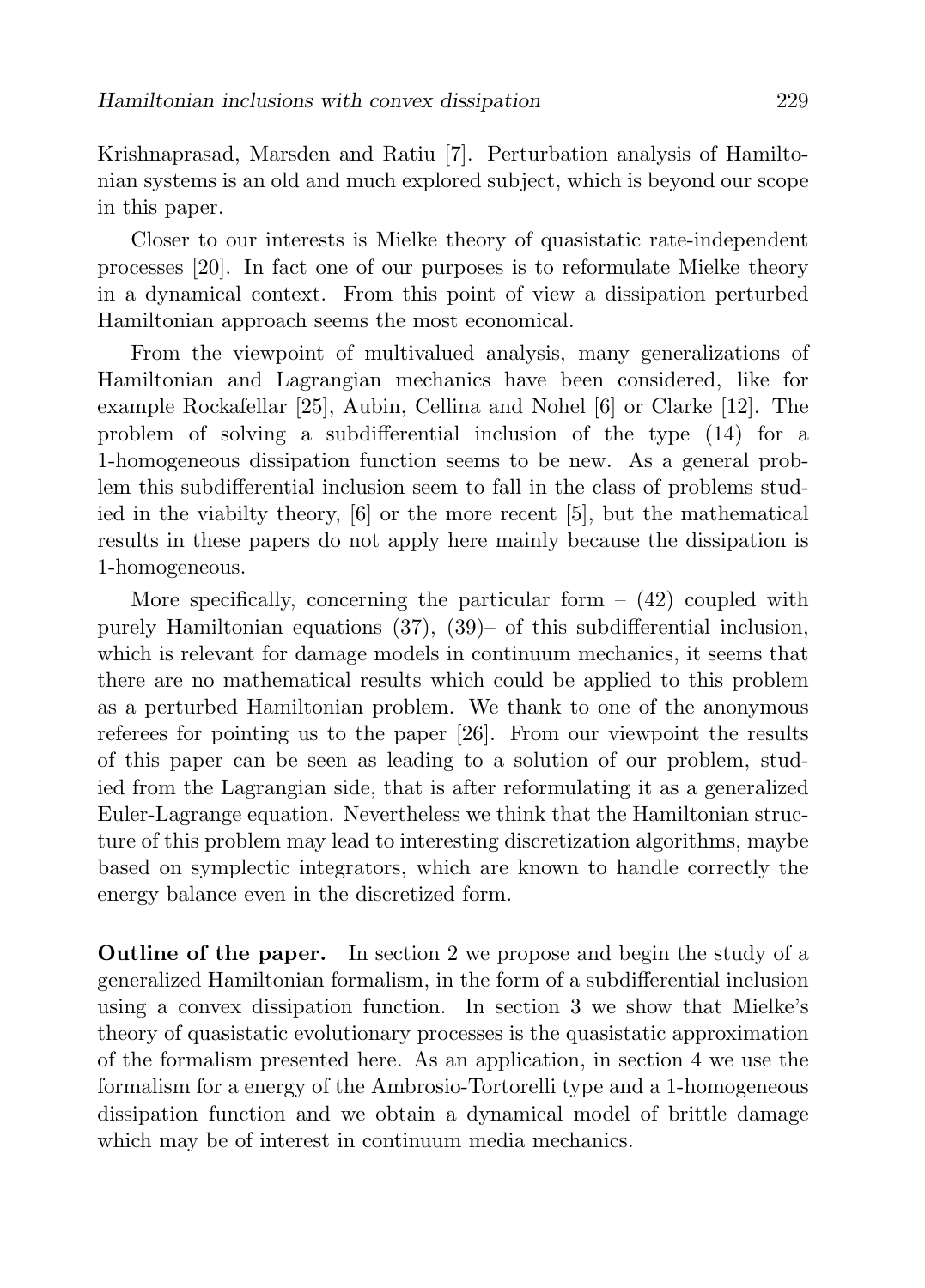Krishnaprasad, Marsden and Ratiu [7]. Perturbation analysis of Hamiltonian systems is an old and much explored subject, which is beyond our scope in this paper.

Closer to our interests is Mielke theory of quasistatic rate-independent processes [20]. In fact one of our purposes is to reformulate Mielke theory in a dynamical context. From this point of view a dissipation perturbed Hamiltonian approach seems the most economical.

From the viewpoint of multivalued analysis, many generalizations of Hamiltonian and Lagrangian mechanics have been considered, like for example Rockafellar [25], Aubin, Cellina and Nohel [6] or Clarke [12]. The problem of solving a subdifferential inclusion of the type (14) for a 1-homogeneous dissipation function seems to be new. As a general problem this subdifferential inclusion seem to fall in the class of problems studied in the viabilty theory, [6] or the more recent [5], but the mathematical results in these papers do not apply here mainly because the dissipation is 1-homogeneous.

More specifically, concerning the particular form – (42) coupled with purely Hamiltonian equations (37), (39)– of this subdifferential inclusion, which is relevant for damage models in continuum mechanics, it seems that there are no mathematical results which could be applied to this problem as a perturbed Hamiltonian problem. We thank to one of the anonymous referees for pointing us to the paper [26]. From our viewpoint the results of this paper can be seen as leading to a solution of our problem, studied from the Lagrangian side, that is after reformulating it as a generalized Euler-Lagrange equation. Nevertheless we think that the Hamiltonian structure of this problem may lead to interesting discretization algorithms, maybe based on symplectic integrators, which are known to handle correctly the energy balance even in the discretized form.

**Outline of the paper.** In section 2 we propose and begin the study of a generalized Hamiltonian formalism, in the form of a subdifferential inclusion using a convex dissipation function. In section 3 we show that Mielke's theory of quasistatic evolutionary processes is the quasistatic approximation of the formalism presented here. As an application, in section 4 we use the formalism for a energy of the Ambrosio-Tortorelli type and a 1-homogeneous dissipation function and we obtain a dynamical model of brittle damage which may be of interest in continuum media mechanics.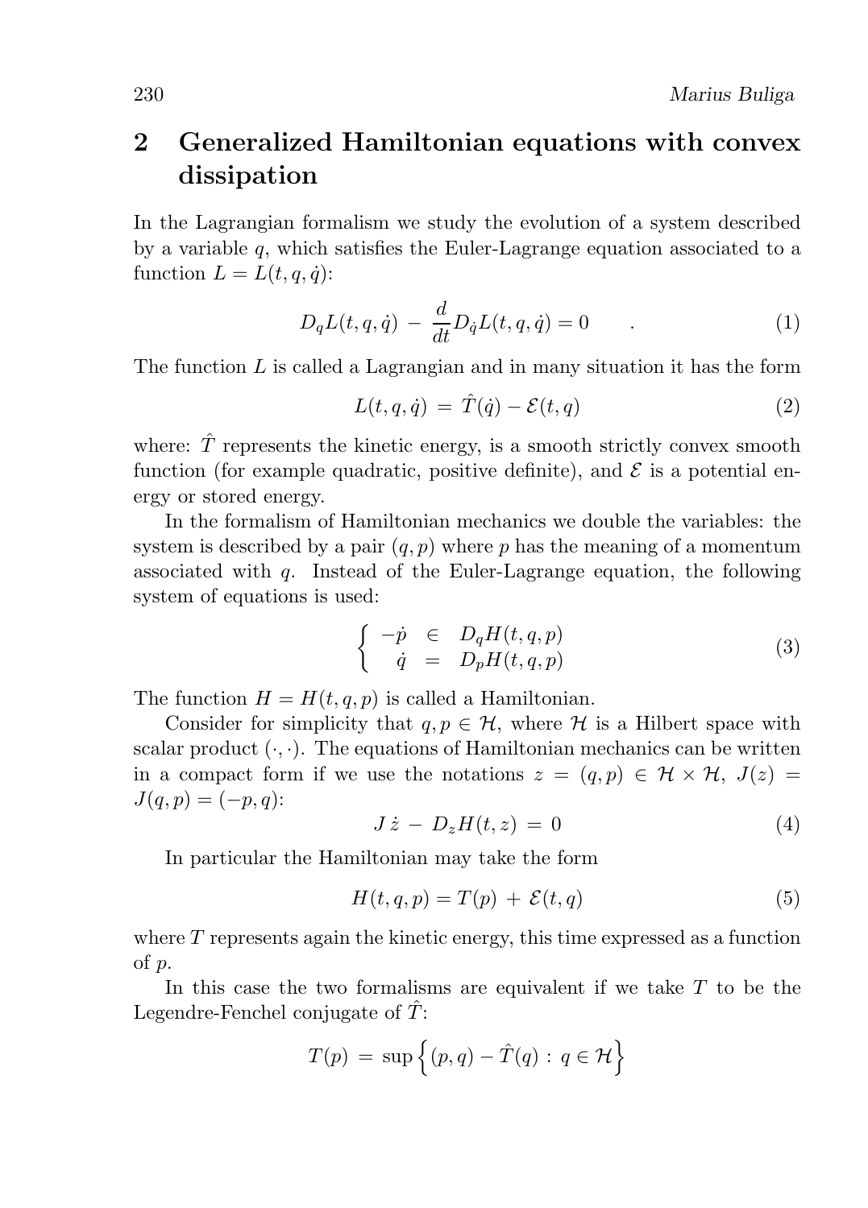## 2 Generalized Hamiltonian equations with convex dissipation

In the Lagrangian formalism we study the evolution of a system described by a variable $q$, which satisfies the Euler-Lagrange equation associated to a function $L = L(t, q, \dot{q})$:

$$D_q L(t, q, \dot{q}) \, - \, \frac{d}{dt} D_{\dot{q}} L(t, q, \dot{q}) = 0 \qquad . \tag{1}$$

The function $L$ is called a Lagrangian and in many situation it has the form

$$L(t, q, \dot{q}) \, = \, \hat{T}(\dot{q}) - \mathcal{E}(t, q) \tag{2}$$

where: $\hat{T}$ represents the kinetic energy, is a smooth strictly convex smooth function (for example quadratic, positive definite), and $\mathcal{E}$ is a potential energy or stored energy.

In the formalism of Hamiltonian mechanics we double the variables: the system is described by a pair $(q, p)$ where $p$ has the meaning of a momentum associated with $q$. Instead of the Euler-Lagrange equation, the following system of equations is used:

$$\left\{ \begin{array}{rcl} -\dot{p} & \in & D_q H(t, q, p) \\ \dot{q} & = & D_p H(t, q, p) \end{array} \right. \tag{3}$$

The function $H = H(t, q, p)$ is called a Hamiltonian.

Consider for simplicity that $q, p \in \mathcal{H}$, where $\mathcal{H}$ is a Hilbert space with scalar product $(\cdot, \cdot)$. The equations of Hamiltonian mechanics can be written in a compact form if we use the notations $z = (q, p) \in \mathcal{H} \times \mathcal{H}$, $J(z) = J(q, p) = (-p, q)$:

$$J \, \dot{z} \, - \, D_z H(t, z) \, = \, 0 \tag{4}$$

In particular the Hamiltonian may take the form

$$H(t, q, p) = T(p) \, + \, \mathcal{E}(t, q) \tag{5}$$

where $T$ represents again the kinetic energy, this time expressed as a function of $p$.

In this case the two formalisms are equivalent if we take $T$ to be the Legendre-Fenchel conjugate of $\hat{T}$:

$$T(p) \, = \, \sup \left\{ (p, q) - \hat{T}(q) \, : \, q \in \mathcal{H} \right\}$$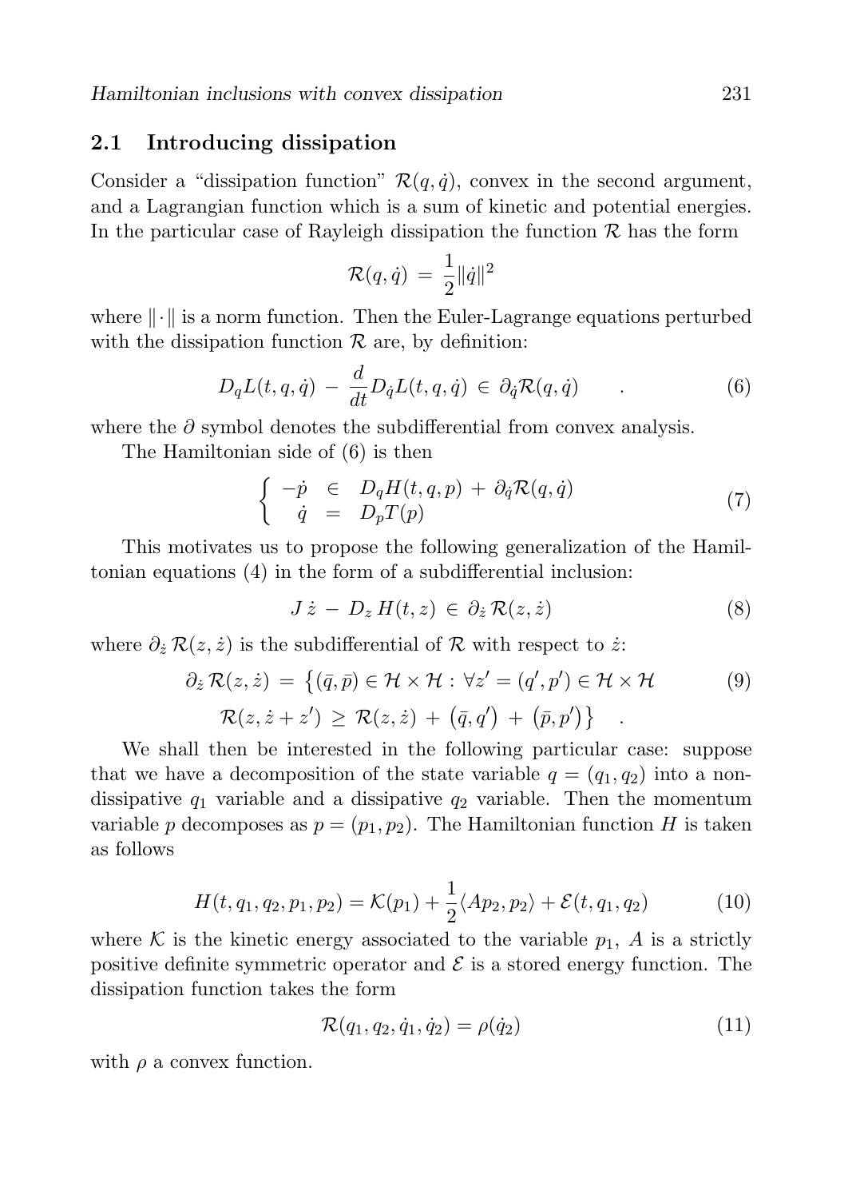### 2.1 Introducing dissipation

Consider a "dissipation function" $\mathcal{R}(q, \dot{q})$, convex in the second argument, and a Lagrangian function which is a sum of kinetic and potential energies. In the particular case of Rayleigh dissipation the function $\mathcal{R}$ has the form

$$\mathcal{R}(q, \dot{q}) \,=\, \frac{1}{2}\|\dot{q}\|^2$$

where $\|\cdot\|$ is a norm function. Then the Euler-Lagrange equations perturbed with the dissipation function $\mathcal{R}$ are, by definition:

$$D_q L(t, q, \dot{q}) \,-\, \frac{d}{dt} D_{\dot{q}} L(t, q, \dot{q}) \,\in\, \partial_{\dot{q}} \mathcal{R}(q, \dot{q}) \qquad . \tag{6}$$

where the $\partial$ symbol denotes the subdifferential from convex analysis.

The Hamiltonian side of (6) is then

$$\left\{ \begin{array}{rcl} -\dot{p} & \in & D_q H(t, q, p) \,+\, \partial_{\dot{q}} \mathcal{R}(q, \dot{q}) \\ \dot{q} & = & D_p T(p) \end{array} \right. \tag{7}$$

This motivates us to propose the following generalization of the Hamiltonian equations (4) in the form of a subdifferential inclusion:

$$J\,\dot{z} \,-\, D_z\, H(t, z) \,\in\, \partial_{\dot{z}}\, \mathcal{R}(z, \dot{z}) \tag{8}$$

where $\partial_{\dot{z}}\, \mathcal{R}(z, \dot{z})$ is the subdifferential of $\mathcal{R}$ with respect to $\dot{z}$:

$$\begin{aligned} \partial_{\dot{z}}\, \mathcal{R}(z, \dot{z}) \,=\, \big\{ (\bar{q}, \bar{p}) \in \mathcal{H} \times \mathcal{H} \,:\, \forall z' = (q', p') \in \mathcal{H} \times \mathcal{H} \\ \mathcal{R}(z, \dot{z} + z') \,\geq\, \mathcal{R}(z, \dot{z}) \,+\, \big(\bar{q}, q'\big) \,+\, \big(\bar{p}, p'\big) \big\} \quad . \end{aligned} \tag{9}$$

We shall then be interested in the following particular case: suppose that we have a decomposition of the state variable $q = (q_1, q_2)$ into a non-dissipative $q_1$ variable and a dissipative $q_2$ variable. Then the momentum variable $p$ decomposes as $p = (p_1, p_2)$. The Hamiltonian function $H$ is taken as follows

$$H(t, q_1, q_2, p_1, p_2) = \mathcal{K}(p_1) + \frac{1}{2}\langle A p_2, p_2 \rangle + \mathcal{E}(t, q_1, q_2) \tag{10}$$

where $\mathcal{K}$ is the kinetic energy associated to the variable $p_1$, $A$ is a strictly positive definite symmetric operator and $\mathcal{E}$ is a stored energy function. The dissipation function takes the form

$$\mathcal{R}(q_1, q_2, \dot{q}_1, \dot{q}_2) = \rho(\dot{q}_2) \tag{11}$$

with $\rho$ a convex function.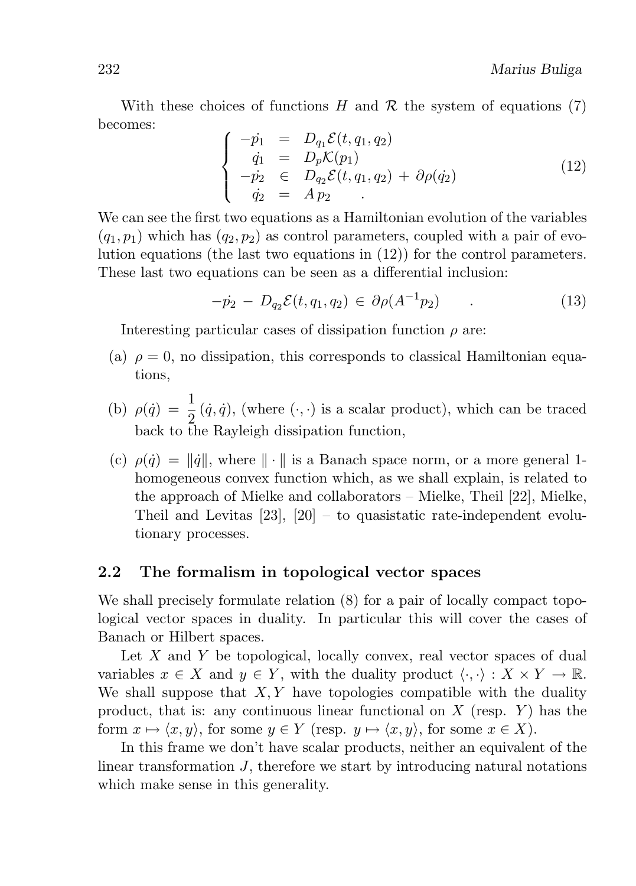With these choices of functions $H$ and $\mathcal{R}$ the system of equations (7) becomes:

$$\left\{ \begin{array}{rcl} -\dot{p_1} & = & D_{q_1}\mathcal{E}(t, q_1, q_2) \\ \dot{q_1} & = & D_p \mathcal{K}(p_1) \\ -\dot{p_2} & \in & D_{q_2}\mathcal{E}(t, q_1, q_2) \, + \, \partial\rho(\dot{q_2}) \\ \dot{q_2} & = & A \, p_2 \qquad . \end{array} \right. \tag{12}$$

We can see the first two equations as a Hamiltonian evolution of the variables $(q_1, p_1)$ which has $(q_2, p_2)$ as control parameters, coupled with a pair of evolution equations (the last two equations in (12)) for the control parameters. These last two equations can be seen as a differential inclusion:

$$-\dot{p_2} \, - \, D_{q_2}\mathcal{E}(t, q_1, q_2) \, \in \, \partial\rho(A^{-1} p_2) \qquad . \tag{13}$$

Interesting particular cases of dissipation function $\rho$ are:

(a) $\rho = 0$, no dissipation, this corresponds to classical Hamiltonian equations,

(b) $\rho(\dot{q}) \, = \, \dfrac{1}{2} \, (\dot{q}, \dot{q})$, (where $(\cdot, \cdot)$ is a scalar product), which can be traced back to the Rayleigh dissipation function,

(c) $\rho(\dot{q}) \, = \, \|\dot{q}\|$, where $\| \cdot \|$ is a Banach space norm, or a more general 1-homogeneous convex function which, as we shall explain, is related to the approach of Mielke and collaborators – Mielke, Theil [22], Mielke, Theil and Levitas [23], [20] – to quasistatic rate-independent evolutionary processes.

## 2.2 The formalism in topological vector spaces

We shall precisely formulate relation (8) for a pair of locally compact topological vector spaces in duality. In particular this will cover the cases of Banach or Hilbert spaces.

Let $X$ and $Y$ be topological, locally convex, real vector spaces of dual variables $x \in X$ and $y \in Y$, with the duality product $\langle \cdot, \cdot \rangle : X \times Y \to \mathbb{R}$. We shall suppose that $X, Y$ have topologies compatible with the duality product, that is: any continuous linear functional on $X$ (resp. $Y$) has the form $x \mapsto \langle x, y \rangle$, for some $y \in Y$ (resp. $y \mapsto \langle x, y \rangle$, for some $x \in X$).

In this frame we don't have scalar products, neither an equivalent of the linear transformation $J$, therefore we start by introducing natural notations which make sense in this generality.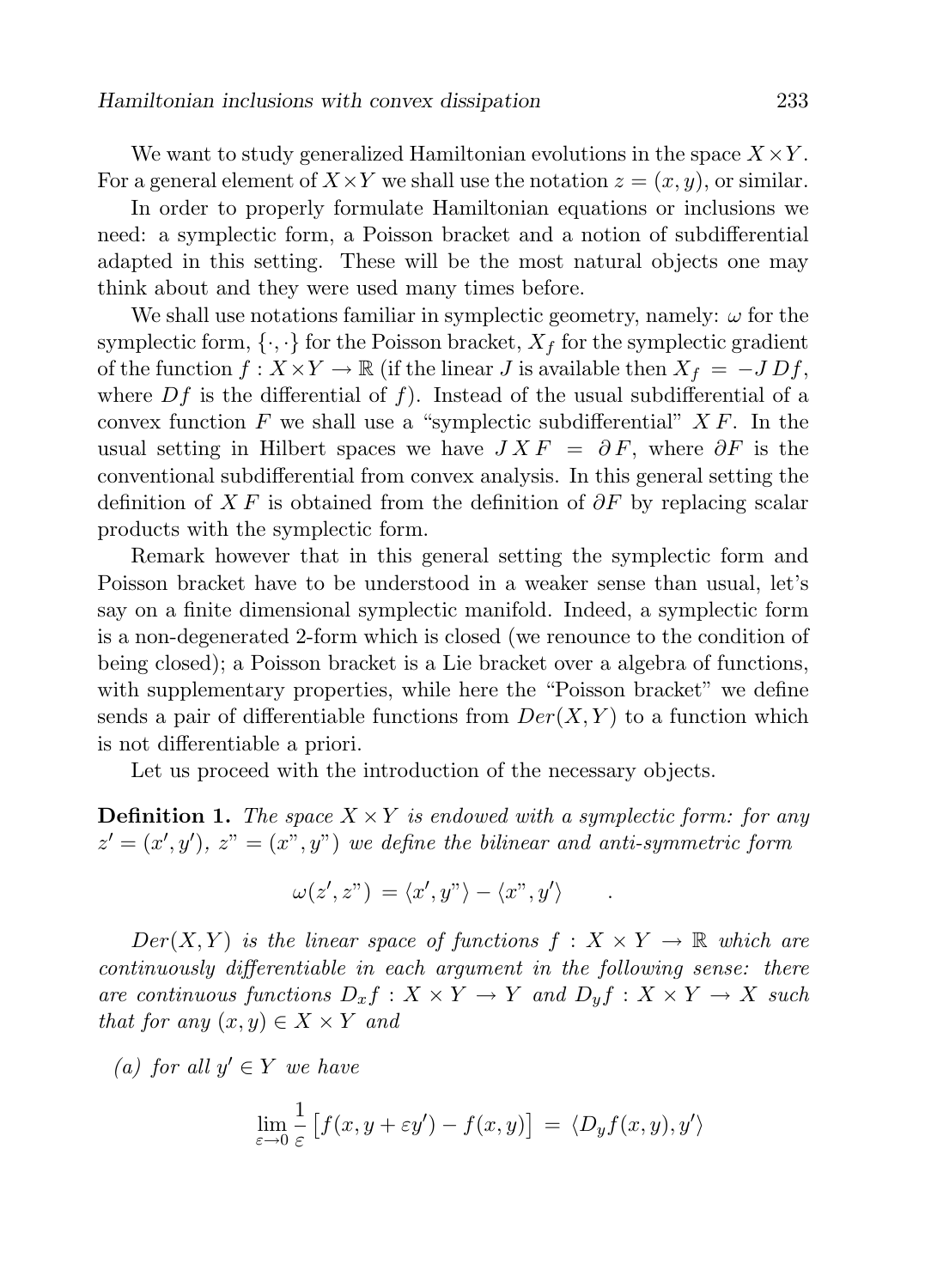We want to study generalized Hamiltonian evolutions in the space $X \times Y$. For a general element of $X \times Y$ we shall use the notation $z = (x, y)$, or similar.

In order to properly formulate Hamiltonian equations or inclusions we need: a symplectic form, a Poisson bracket and a notion of subdifferential adapted in this setting. These will be the most natural objects one may think about and they were used many times before.

We shall use notations familiar in symplectic geometry, namely: $\omega$ for the symplectic form, $\{\cdot, \cdot\}$ for the Poisson bracket, $X_f$ for the symplectic gradient of the function $f : X \times Y \to \mathbb{R}$ (if the linear $J$ is available then $X_f = -J\,Df$, where $Df$ is the differential of $f$). Instead of the usual subdifferential of a convex function $F$ we shall use a "symplectic subdifferential" $X\,F$. In the usual setting in Hilbert spaces we have $J\,X\,F = \partial F$, where $\partial F$ is the conventional subdifferential from convex analysis. In this general setting the definition of $X\,F$ is obtained from the definition of $\partial F$ by replacing scalar products with the symplectic form.

Remark however that in this general setting the symplectic form and Poisson bracket have to be understood in a weaker sense than usual, let's say on a finite dimensional symplectic manifold. Indeed, a symplectic form is a non-degenerated 2-form which is closed (we renounce to the condition of being closed); a Poisson bracket is a Lie bracket over a algebra of functions, with supplementary properties, while here the "Poisson bracket" we define sends a pair of differentiable functions from $Der(X, Y)$ to a function which is not differentiable a priori.

Let us proceed with the introduction of the necessary objects.

**Definition 1.** *The space $X \times Y$ is endowed with a symplectic form: for any $z' = (x', y')$, $z" = (x", y")$ we define the bilinear and anti-symmetric form*

$$\omega(z', z") = \langle x', y" \rangle - \langle x", y' \rangle \qquad .$$

*$Der(X, Y)$ is the linear space of functions $f : X \times Y \to \mathbb{R}$ which are continuously differentiable in each argument in the following sense: there are continuous functions $D_x f : X \times Y \to Y$ and $D_y f : X \times Y \to X$ such that for any $(x, y) \in X \times Y$ and*

*(a) for all $y' \in Y$ we have*

$$\lim_{\varepsilon \to 0} \frac{1}{\varepsilon} \left[ f(x, y + \varepsilon y') - f(x, y) \right] = \langle D_y f(x, y), y' \rangle$$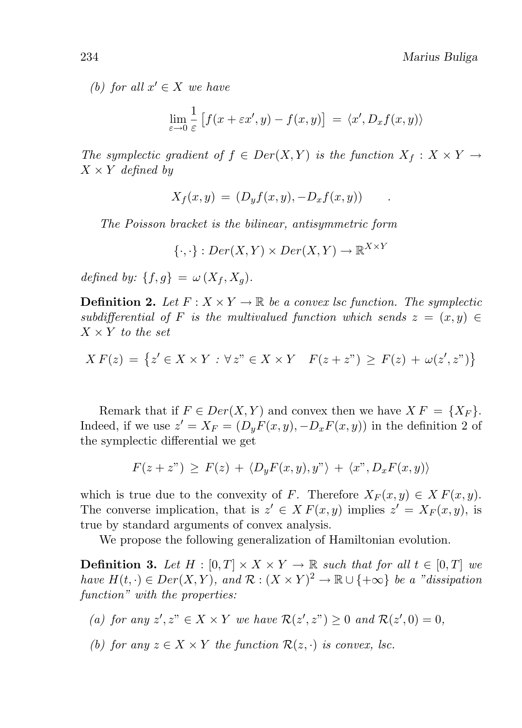*(b) for all $x' \in X$ we have*

$$\lim_{\varepsilon \to 0} \frac{1}{\varepsilon} \left[ f(x + \varepsilon x', y) - f(x, y) \right] \;=\; \langle x', D_x f(x, y) \rangle$$

*The symplectic gradient of $f \in Der(X, Y)$ is the function $X_f : X \times Y \to X \times Y$ defined by*

$$X_f(x, y) \;=\; (D_y f(x, y), -D_x f(x, y)) \qquad .$$

*The Poisson bracket is the bilinear, antisymmetric form*

$$\{\cdot, \cdot\} : Der(X, Y) \times Der(X, Y) \to \mathbb{R}^{X \times Y}$$

*defined by: $\{f, g\} \;=\; \omega\,(X_f, X_g)$.*

**Definition 2.** *Let $F : X \times Y \to \mathbb{R}$ be a convex lsc function. The symplectic subdifferential of $F$ is the multivalued function which sends $z = (x, y) \in X \times Y$ to the set*

$$X\,F(z) \;=\; \left\{ z' \in X \times Y \;:\; \forall\, z" \in X \times Y \quad F(z + z") \;\geq\; F(z) \;+\; \omega(z', z") \right\}$$

Remark that if $F \in Der(X, Y)$ and convex then we have $X\,F \;=\; \{X_F\}$. Indeed, if we use $z' = X_F = (D_y F(x, y), -D_x F(x, y))$ in the definition 2 of the symplectic differential we get

$$F(z + z") \;\geq\; F(z) \;+\; \langle D_y F(x, y), y" \rangle \;+\; \langle x", D_x F(x, y) \rangle$$

which is true due to the convexity of $F$. Therefore $X_F(x, y) \in X\,F(x, y)$. The converse implication, that is $z' \in X\,F(x, y)$ implies $z' = X_F(x, y)$, is true by standard arguments of convex analysis.

We propose the following generalization of Hamiltonian evolution.

**Definition 3.** *Let $H : [0, T] \times X \times Y \to \mathbb{R}$ such that for all $t \in [0, T]$ we have $H(t, \cdot) \in Der(X, Y)$, and $\mathcal{R} : (X \times Y)^2 \to \mathbb{R} \cup \{+\infty\}$ be a "dissipation function" with the properties:*

- *(a) for any $z', z" \in X \times Y$ we have $\mathcal{R}(z', z") \geq 0$ and $\mathcal{R}(z', 0) = 0$,*
- *(b) for any $z \in X \times Y$ the function $\mathcal{R}(z, \cdot)$ is convex, lsc.*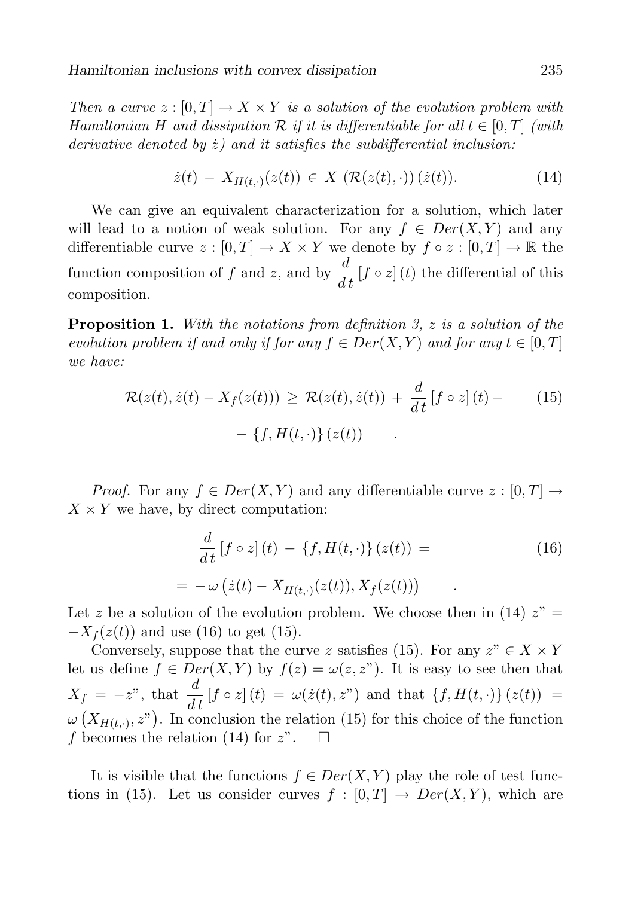*Then a curve $z : [0,T] \rightarrow X \times Y$ is a solution of the evolution problem with Hamiltonian $H$ and dissipation $\mathcal{R}$ if it is differentiable for all $t \in [0,T]$ (with derivative denoted by $\dot{z}$) and it satisfies the subdifferential inclusion:*

$$\dot{z}(t) \, - \, X_{H(t,\cdot)}(z(t)) \, \in \, X \, \left(\mathcal{R}(z(t),\cdot)\right)(\dot{z}(t)). \tag{14}$$

We can give an equivalent characterization for a solution, which later will lead to a notion of weak solution. For any $f \in Der(X,Y)$ and any differentiable curve $z : [0,T] \rightarrow X \times Y$ we denote by $f \circ z : [0,T] \rightarrow \mathbb{R}$ the function composition of $f$ and $z$, and by $\frac{d}{dt}\left[f \circ z\right](t)$ the differential of this composition.

**Proposition 1.** *With the notations from definition 3, $z$ is a solution of the evolution problem if and only if for any $f \in Der(X,Y)$ and for any $t \in [0,T]$ we have:*

$$\mathcal{R}(z(t), \dot{z}(t) - X_f(z(t))) \, \geq \, \mathcal{R}(z(t), \dot{z}(t)) \, + \, \frac{d}{dt}\left[f \circ z\right](t) - \tag{15}$$
$$- \, \left\{f, H(t,\cdot)\right\}(z(t)) \qquad .$$

*Proof.* For any $f \in Der(X,Y)$ and any differentiable curve $z : [0,T] \rightarrow X \times Y$ we have, by direct computation:

$$\frac{d}{dt}\left[f \circ z\right](t) \, - \, \left\{f, H(t,\cdot)\right\}(z(t)) \, = \tag{16}$$
$$= \, - \, \omega\left(\dot{z}(t) - X_{H(t,\cdot)}(z(t)), X_f(z(t))\right) \qquad .$$

Let $z$ be a solution of the evolution problem. We choose then in (14) $z" = -X_f(z(t))$ and use (16) to get (15).

Conversely, suppose that the curve $z$ satisfies (15). For any $z" \in X \times Y$ let us define $f \in Der(X,Y)$ by $f(z) = \omega(z, z")$. It is easy to see then that $X_f = -z"$, that $\frac{d}{dt}\left[f \circ z\right](t) = \omega(\dot{z}(t), z")$ and that $\left\{f, H(t,\cdot)\right\}(z(t)) = \omega\left(X_{H(t,\cdot)}, z"\right)$. In conclusion the relation (15) for this choice of the function $f$ becomes the relation (14) for $z"$. $\square$

It is visible that the functions $f \in Der(X,Y)$ play the role of test functions in (15). Let us consider curves $f : [0,T] \rightarrow Der(X,Y)$, which are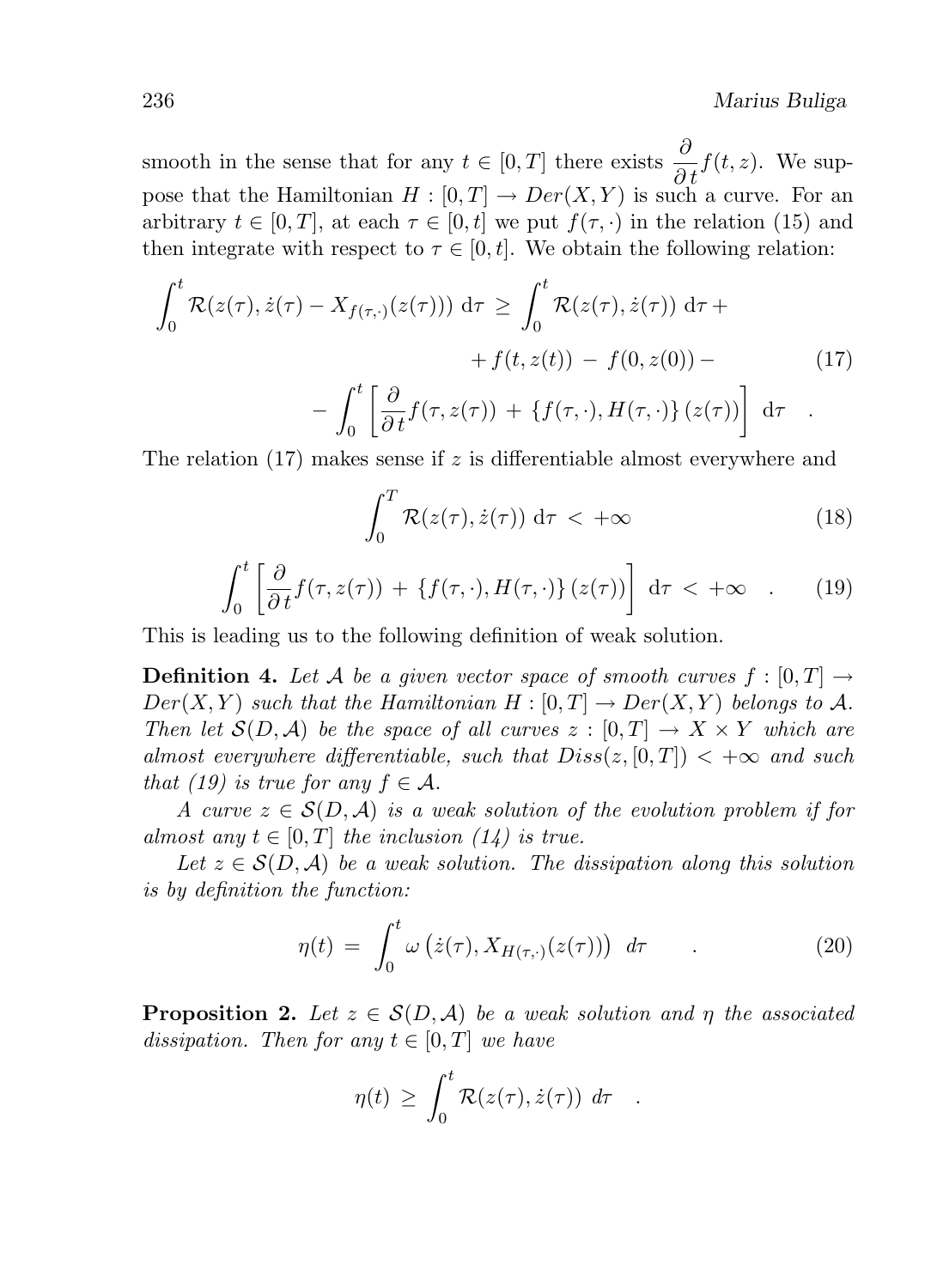smooth in the sense that for any $t \in [0,T]$ there exists $\frac{\partial}{\partial t} f(t,z)$. We suppose that the Hamiltonian $H : [0,T] \rightarrow Der(X,Y)$ is such a curve. For an arbitrary $t \in [0,T]$, at each $\tau \in [0,t]$ we put $f(\tau, \cdot)$ in the relation (15) and then integrate with respect to $\tau \in [0,t]$. We obtain the following relation:

$$
\begin{aligned}
\int_0^t \mathcal{R}(z(\tau), \dot{z}(\tau) - X_{f(\tau,\cdot)}(z(\tau))) \, \mathrm{d}\tau \geq \int_0^t \mathcal{R}(z(\tau), \dot{z}(\tau)) \, \mathrm{d}\tau + \\
+ f(t, z(t)) - f(0, z(0)) - \qquad (17) \\
- \int_0^t \left[ \frac{\partial}{\partial t} f(\tau, z(\tau)) + \{f(\tau, \cdot), H(\tau, \cdot)\}(z(\tau)) \right] \, \mathrm{d}\tau \quad .
\end{aligned}
$$

The relation (17) makes sense if $z$ is differentiable almost everywhere and

$$
\int_0^T \mathcal{R}(z(\tau), \dot{z}(\tau)) \, \mathrm{d}\tau < +\infty \qquad (18)
$$

$$
\int_0^t \left[ \frac{\partial}{\partial t} f(\tau, z(\tau)) + \{f(\tau, \cdot), H(\tau, \cdot)\}(z(\tau)) \right] \, \mathrm{d}\tau < +\infty \quad . \qquad (19)
$$

This is leading us to the following definition of weak solution.

**Definition 4.** *Let $\mathcal{A}$ be a given vector space of smooth curves $f : [0,T] \rightarrow Der(X,Y)$ such that the Hamiltonian $H : [0,T] \rightarrow Der(X,Y)$ belongs to $\mathcal{A}$. Then let $\mathcal{S}(D, \mathcal{A})$ be the space of all curves $z : [0,T] \rightarrow X \times Y$ which are almost everywhere differentiable, such that $Diss(z, [0,T]) < +\infty$ and such that (19) is true for any $f \in \mathcal{A}$.*

*A curve $z \in \mathcal{S}(D, \mathcal{A})$ is a weak solution of the evolution problem if for almost any $t \in [0,T]$ the inclusion (14) is true.*

*Let $z \in \mathcal{S}(D, \mathcal{A})$ be a weak solution. The dissipation along this solution is by definition the function:*

$$
\eta(t) = \int_0^t \omega\left(\dot{z}(\tau), X_{H(\tau,\cdot)}(z(\tau))\right) \, d\tau \quad . \qquad (20)
$$

**Proposition 2.** *Let $z \in \mathcal{S}(D, \mathcal{A})$ be a weak solution and $\eta$ the associated dissipation. Then for any $t \in [0,T]$ we have*

$$
\eta(t) \geq \int_0^t \mathcal{R}(z(\tau), \dot{z}(\tau)) \, d\tau \quad .
$$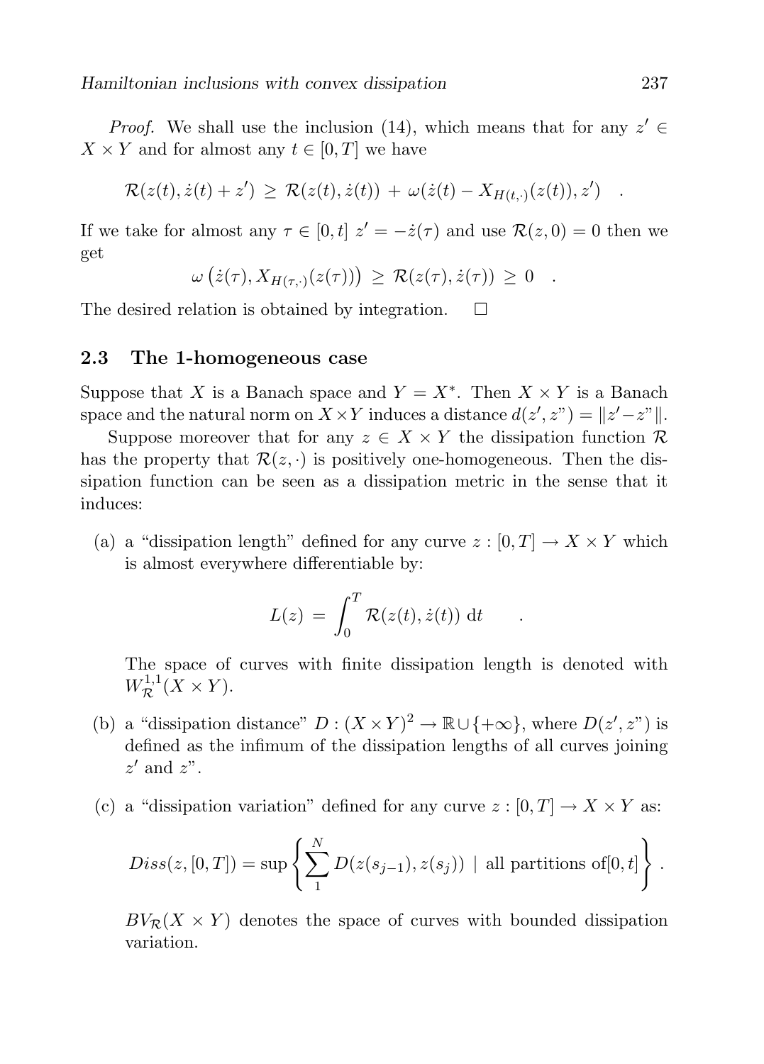*Proof.* We shall use the inclusion (14), which means that for any $z' \in X \times Y$ and for almost any $t \in [0,T]$ we have

$$\mathcal{R}(z(t), \dot{z}(t) + z') \geq \mathcal{R}(z(t), \dot{z}(t)) + \omega(\dot{z}(t) - X_{H(t,\cdot)}(z(t)), z') \quad .$$

If we take for almost any $\tau \in [0,t]$ $z' = -\dot{z}(\tau)$ and use $\mathcal{R}(z, 0) = 0$ then we get

$$\omega\left(\dot{z}(\tau), X_{H(\tau,\cdot)}(z(\tau))\right) \geq \mathcal{R}(z(\tau), \dot{z}(\tau)) \geq 0 \quad .$$

The desired relation is obtained by integration. $\square$

## 2.3 The 1-homogeneous case

Suppose that $X$ is a Banach space and $Y = X^*$. Then $X \times Y$ is a Banach space and the natural norm on $X \times Y$ induces a distance $d(z', z") = \|z' - z"\|$.

Suppose moreover that for any $z \in X \times Y$ the dissipation function $\mathcal{R}$ has the property that $\mathcal{R}(z, \cdot)$ is positively one-homogeneous. Then the dissipation function can be seen as a dissipation metric in the sense that it induces:

(a) a "dissipation length" defined for any curve $z : [0,T] \to X \times Y$ which is almost everywhere differentiable by:

$$L(z) = \int_0^T \mathcal{R}(z(t), \dot{z}(t)) \, \mathrm{d}t \quad .$$

The space of curves with finite dissipation length is denoted with $W^{1,1}_{\mathcal{R}}(X \times Y)$.

(b) a "dissipation distance" $D : (X \times Y)^2 \to \mathbb{R} \cup \{+\infty\}$, where $D(z', z")$ is defined as the infimum of the dissipation lengths of all curves joining $z'$ and $z"$.

(c) a "dissipation variation" defined for any curve $z : [0,T] \to X \times Y$ as:

$$Diss(z, [0,T]) = \sup \left\{ \sum_1^N D(z(s_{j-1}), z(s_j)) \mid \text{all partitions of} [0,t] \right\} .$$

$BV_{\mathcal{R}}(X \times Y)$ denotes the space of curves with bounded dissipation variation.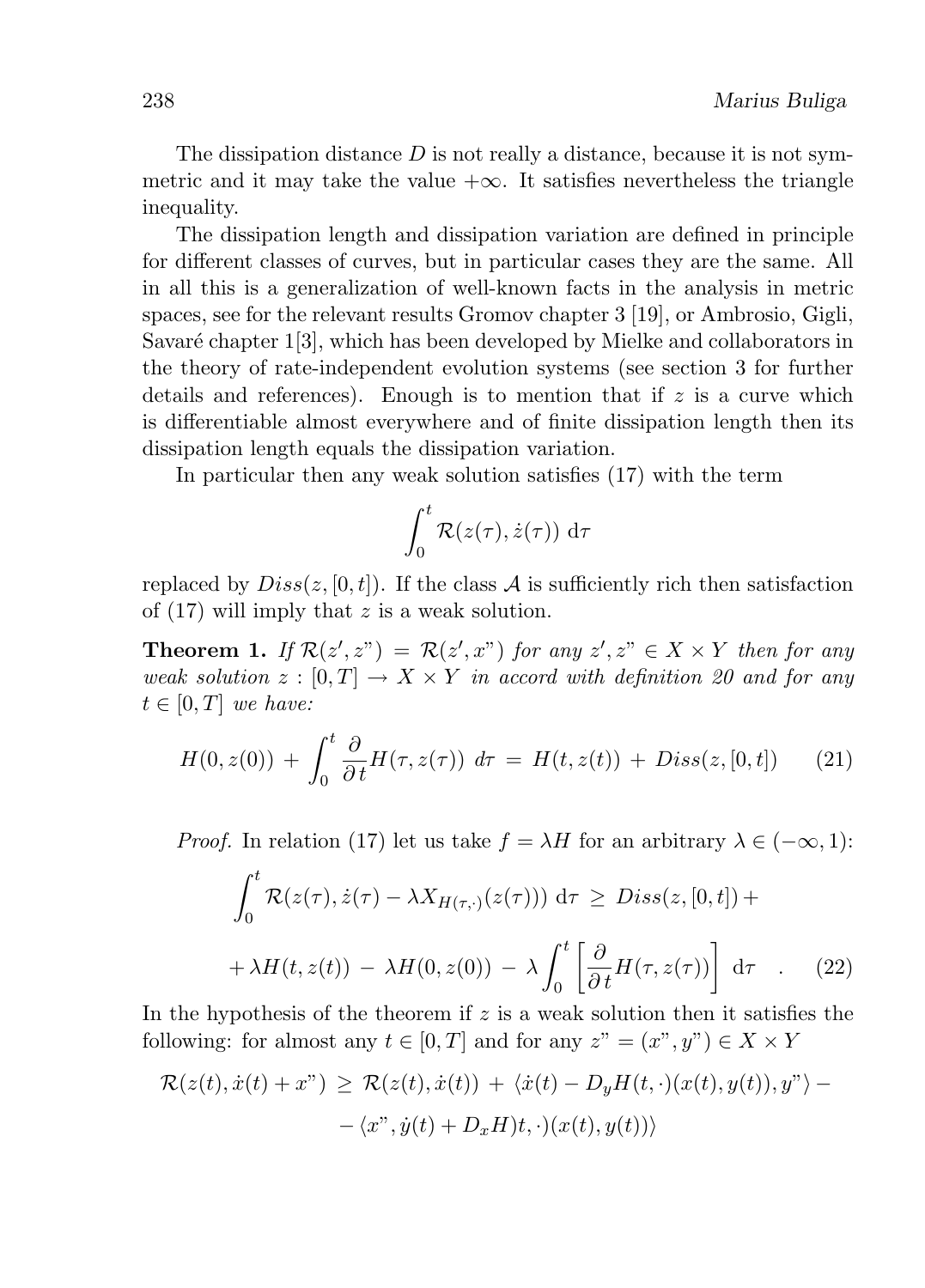The dissipation distance $D$ is not really a distance, because it is not symmetric and it may take the value $+\infty$. It satisfies nevertheless the triangle inequality.

The dissipation length and dissipation variation are defined in principle for different classes of curves, but in particular cases they are the same. All in all this is a generalization of well-known facts in the analysis in metric spaces, see for the relevant results Gromov chapter 3 [19], or Ambrosio, Gigli, Savaré chapter 1[3], which has been developed by Mielke and collaborators in the theory of rate-independent evolution systems (see section 3 for further details and references). Enough is to mention that if $z$ is a curve which is differentiable almost everywhere and of finite dissipation length then its dissipation length equals the dissipation variation.

In particular then any weak solution satisfies (17) with the term

$$\int_0^t \mathcal{R}(z(\tau), \dot{z}(\tau)) \, \mathrm{d}\tau$$

replaced by $Diss(z, [0,t])$. If the class $\mathcal{A}$ is sufficiently rich then satisfaction of (17) will imply that $z$ is a weak solution.

**Theorem 1.** *If $\mathcal{R}(z', z") = \mathcal{R}(z', x")$ for any $z', z" \in X \times Y$ then for any weak solution $z : [0,T] \to X \times Y$ in accord with definition 20 and for any $t \in [0,T]$ we have:*

$$H(0, z(0)) \, + \, \int_0^t \frac{\partial}{\partial t} H(\tau, z(\tau)) \; d\tau \; = \; H(t, z(t)) \, + \, Diss(z, [0,t]) \qquad (21)$$

*Proof.* In relation (17) let us take $f = \lambda H$ for an arbitrary $\lambda \in (-\infty, 1)$:

$$\int_0^t \mathcal{R}(z(\tau), \dot{z}(\tau) - \lambda X_{H(\tau, \cdot)}(z(\tau))) \; \mathrm{d}\tau \; \geq \; Diss(z, [0,t]) +$$

$$+ \lambda H(t, z(t)) \, - \, \lambda H(0, z(0)) \, - \, \lambda \int_0^t \left[ \frac{\partial}{\partial t} H(\tau, z(\tau)) \right] \, \mathrm{d}\tau \quad . \qquad (22)$$

In the hypothesis of the theorem if $z$ is a weak solution then it satisfies the following: for almost any $t \in [0,T]$ and for any $z" = (x", y") \in X \times Y$

$$\mathcal{R}(z(t), \dot{x}(t) + x") \; \geq \; \mathcal{R}(z(t), \dot{x}(t)) \, + \, \langle \dot{x}(t) - D_y H(t, \cdot)(x(t), y(t)), y" \rangle \, -$$

$$- \, \langle x", \dot{y}(t) + D_x H)t, \cdot)(x(t), y(t)) \rangle$$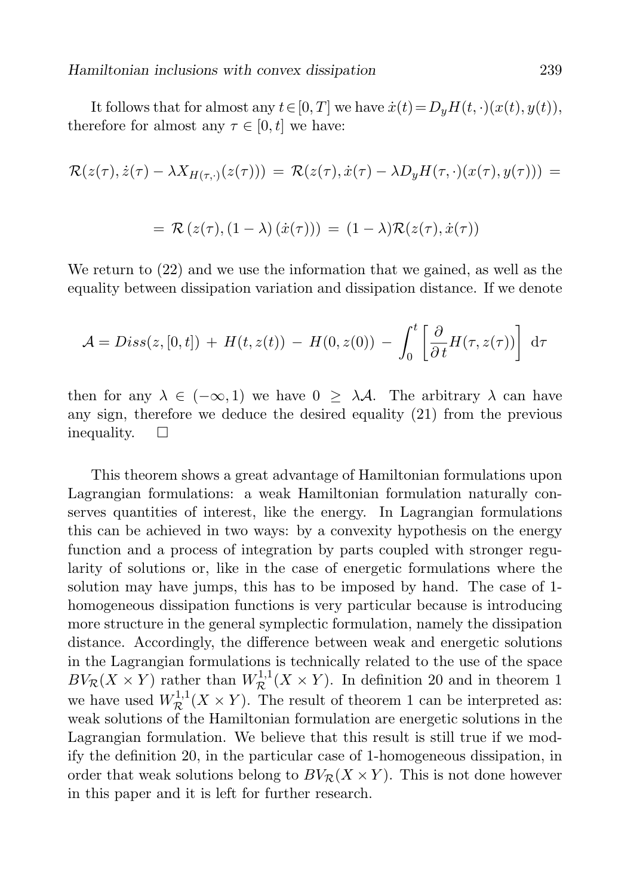It follows that for almost any $t \in [0,T]$ we have $\dot{x}(t) = D_y H(t,\cdot)(x(t),y(t))$, therefore for almost any $\tau \in [0,t]$ we have:

$$
\mathcal{R}(z(\tau), \dot{z}(\tau) - \lambda X_{H(\tau,\cdot)}(z(\tau))) \;=\; \mathcal{R}(z(\tau), \dot{x}(\tau) - \lambda D_y H(\tau,\cdot)(x(\tau),y(\tau))) \;=
$$

$$
=\; \mathcal{R}\left(z(\tau), (1-\lambda)\left(\dot{x}(\tau)\right)\right) \;=\; (1-\lambda)\mathcal{R}(z(\tau), \dot{x}(\tau))
$$

We return to (22) and we use the information that we gained, as well as the equality between dissipation variation and dissipation distance. If we denote

$$
\mathcal{A} = Diss(z,[0,t]) \;+\; H(t,z(t)) \;-\; H(0,z(0)) \;-\; \int_0^t \left[ \frac{\partial}{\partial t} H(\tau, z(\tau)) \right] \, \mathrm{d}\tau
$$

then for any $\lambda \in (-\infty, 1)$ we have $0 \;\geq\; \lambda \mathcal{A}$. The arbitrary $\lambda$ can have any sign, therefore we deduce the desired equality (21) from the previous inequality. $\square$

This theorem shows a great advantage of Hamiltonian formulations upon Lagrangian formulations: a weak Hamiltonian formulation naturally conserves quantities of interest, like the energy. In Lagrangian formulations this can be achieved in two ways: by a convexity hypothesis on the energy function and a process of integration by parts coupled with stronger regularity of solutions or, like in the case of energetic formulations where the solution may have jumps, this has to be imposed by hand. The case of 1-homogeneous dissipation functions is very particular because is introducing more structure in the general symplectic formulation, namely the dissipation distance. Accordingly, the difference between weak and energetic solutions in the Lagrangian formulations is technically related to the use of the space $BV_{\mathcal{R}}(X \times Y)$ rather than $W^{1,1}_{\mathcal{R}}(X \times Y)$. In definition 20 and in theorem 1 we have used $W^{1,1}_{\mathcal{R}}(X \times Y)$. The result of theorem 1 can be interpreted as: weak solutions of the Hamiltonian formulation are energetic solutions in the Lagrangian formulation. We believe that this result is still true if we modify the definition 20, in the particular case of 1-homogeneous dissipation, in order that weak solutions belong to $BV_{\mathcal{R}}(X \times Y)$. This is not done however in this paper and it is left for further research.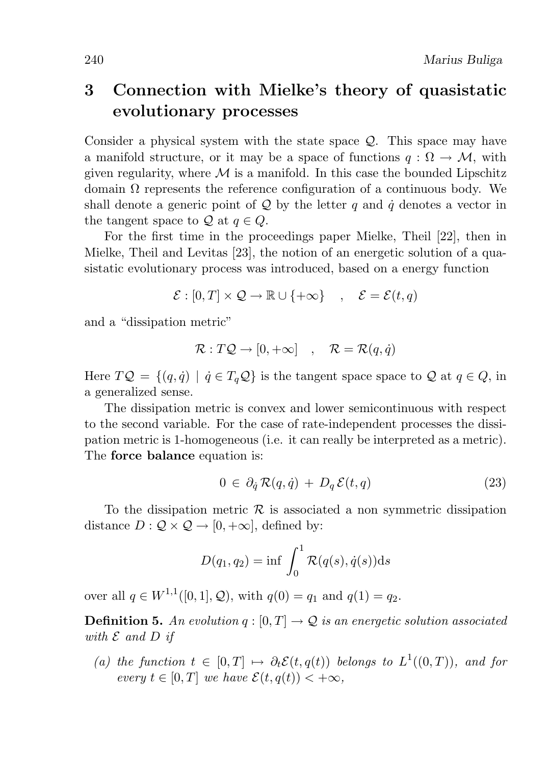## 3 Connection with Mielke's theory of quasistatic evolutionary processes

Consider a physical system with the state space $\mathcal{Q}$. This space may have a manifold structure, or it may be a space of functions $q : \Omega \rightarrow \mathcal{M}$, with given regularity, where $\mathcal{M}$ is a manifold. In this case the bounded Lipschitz domain $\Omega$ represents the reference configuration of a continuous body. We shall denote a generic point of $\mathcal{Q}$ by the letter $q$ and $\dot{q}$ denotes a vector in the tangent space to $\mathcal{Q}$ at $q \in Q$.

For the first time in the proceedings paper Mielke, Theil [22], then in Mielke, Theil and Levitas [23], the notion of an energetic solution of a quasistatic evolutionary process was introduced, based on a energy function

$$\mathcal{E} : [0,T] \times \mathcal{Q} \rightarrow \mathbb{R} \cup \{+\infty\} \quad , \quad \mathcal{E} = \mathcal{E}(t,q)$$

and a "dissipation metric"

$$\mathcal{R} : T\mathcal{Q} \rightarrow [0, +\infty] \quad , \quad \mathcal{R} = \mathcal{R}(q, \dot{q})$$

Here $T\mathcal{Q} = \{(q, \dot{q}) \mid \dot{q} \in T_q\mathcal{Q}\}$ is the tangent space space to $\mathcal{Q}$ at $q \in Q$, in a generalized sense.

The dissipation metric is convex and lower semicontinuous with respect to the second variable. For the case of rate-independent processes the dissipation metric is 1-homogeneous (i.e. it can really be interpreted as a metric). The **force balance** equation is:

$$0 \in \partial_{\dot{q}} \mathcal{R}(q, \dot{q}) + D_q \mathcal{E}(t,q) \tag{23}$$

To the dissipation metric $\mathcal{R}$ is associated a non symmetric dissipation distance $D : \mathcal{Q} \times \mathcal{Q} \rightarrow [0, +\infty]$, defined by:

$$D(q_1, q_2) = \inf \int_0^1 \mathcal{R}(q(s), \dot{q}(s)) \mathrm{d}s$$

over all $q \in W^{1,1}([0,1], \mathcal{Q})$, with $q(0) = q_1$ and $q(1) = q_2$.

**Definition 5.** *An evolution $q : [0,T] \rightarrow \mathcal{Q}$ is an energetic solution associated with $\mathcal{E}$ and $D$ if*

*(a) the function $t \in [0,T] \mapsto \partial_t \mathcal{E}(t, q(t))$ belongs to $L^1((0,T))$, and for every $t \in [0,T]$ we have $\mathcal{E}(t, q(t)) < +\infty$,*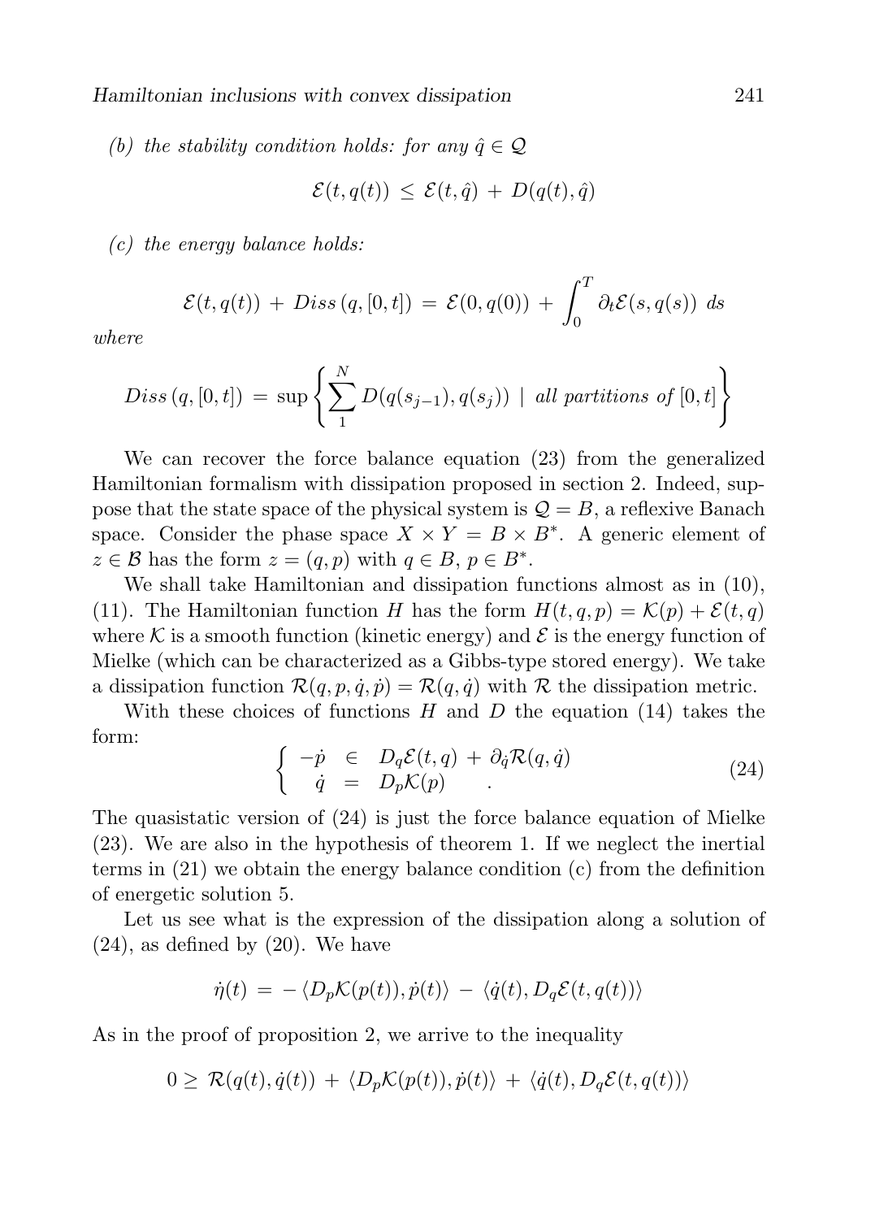*(b) the stability condition holds: for any $\hat{q} \in \mathcal{Q}$*

$$\mathcal{E}(t, q(t)) \, \leq \, \mathcal{E}(t, \hat{q}) \, + \, D(q(t), \hat{q})$$

*(c) the energy balance holds:*

$$\mathcal{E}(t, q(t)) \, + \, Diss\,(q, [0,t]) \, = \, \mathcal{E}(0, q(0)) \, + \, \int_0^T \partial_t \mathcal{E}(s, q(s)) \; ds$$

*where*

$$Diss\,(q, [0,t]) \, = \, \sup \left\{ \sum_1^N D(q(s_{j-1}), q(s_j)) \; \mid \; \textit{all partitions of } [0,t] \right\}$$

We can recover the force balance equation (23) from the generalized Hamiltonian formalism with dissipation proposed in section 2. Indeed, suppose that the state space of the physical system is $\mathcal{Q} = B$, a reflexive Banach space. Consider the phase space $X \times Y = B \times B^*$. A generic element of $z \in \mathcal{B}$ has the form $z = (q, p)$ with $q \in B$, $p \in B^*$.

We shall take Hamiltonian and dissipation functions almost as in (10), (11). The Hamiltonian function $H$ has the form $H(t, q, p) = \mathcal{K}(p) + \mathcal{E}(t, q)$ where $\mathcal{K}$ is a smooth function (kinetic energy) and $\mathcal{E}$ is the energy function of Mielke (which can be characterized as a Gibbs-type stored energy). We take a dissipation function $\mathcal{R}(q, p, \dot{q}, \dot{p}) = \mathcal{R}(q, \dot{q})$ with $\mathcal{R}$ the dissipation metric.

With these choices of functions $H$ and $D$ the equation (14) takes the form:

$$\left\{ \begin{array}{rcl} -\dot{p} & \in & D_q \mathcal{E}(t, q) \, + \, \partial_{\dot{q}} \mathcal{R}(q, \dot{q}) \\ \dot{q} & = & D_p \mathcal{K}(p) \qquad . \end{array} \right. \tag{24}$$

The quasistatic version of (24) is just the force balance equation of Mielke (23). We are also in the hypothesis of theorem 1. If we neglect the inertial terms in (21) we obtain the energy balance condition (c) from the definition of energetic solution 5.

Let us see what is the expression of the dissipation along a solution of (24), as defined by (20). We have

$$\dot{\eta}(t) \, = \, - \, \langle D_p \mathcal{K}(p(t)), \dot{p}(t) \rangle \, - \, \langle \dot{q}(t), D_q \mathcal{E}(t, q(t)) \rangle$$

As in the proof of proposition 2, we arrive to the inequality

$$0 \geq \, \mathcal{R}(q(t), \dot{q}(t)) \, + \, \langle D_p \mathcal{K}(p(t)), \dot{p}(t) \rangle \, + \, \langle \dot{q}(t), D_q \mathcal{E}(t, q(t)) \rangle$$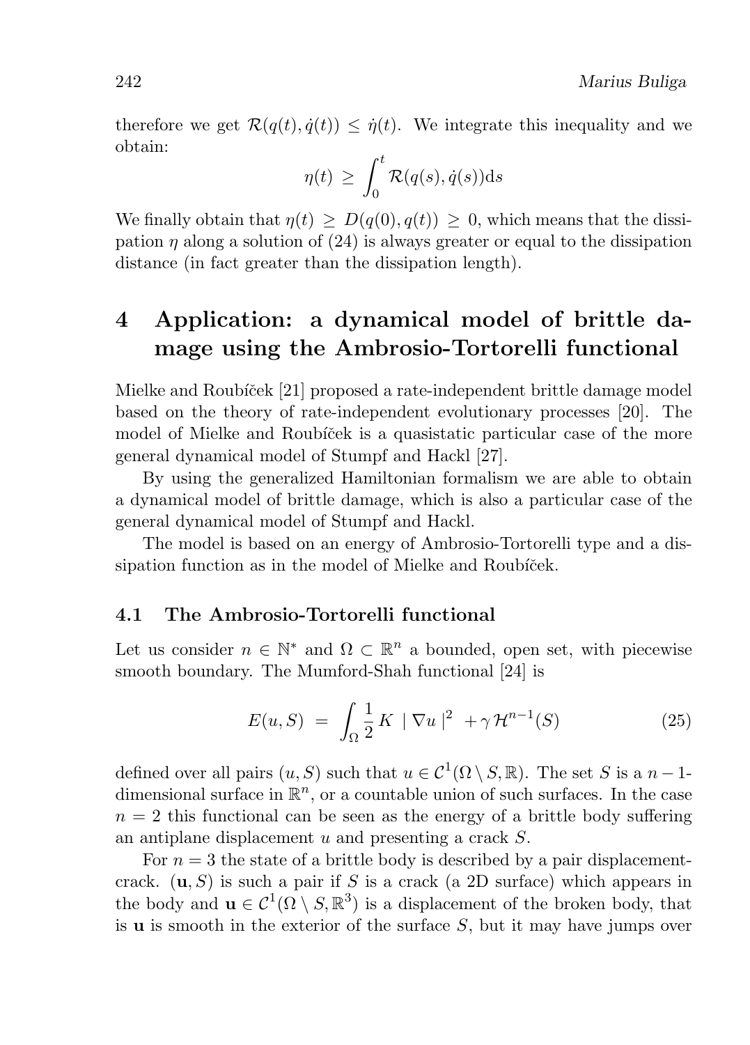therefore we get $\mathcal{R}(q(t), \dot{q}(t)) \leq \dot{\eta}(t)$. We integrate this inequality and we obtain:

$$\eta(t) \geq \int_0^t \mathcal{R}(q(s), \dot{q}(s)) \mathrm{d}s$$

We finally obtain that $\eta(t) \geq D(q(0), q(t)) \geq 0$, which means that the dissipation $\eta$ along a solution of (24) is always greater or equal to the dissipation distance (in fact greater than the dissipation length).

# 4 Application: a dynamical model of brittle damage using the Ambrosio-Tortorelli functional

Mielke and Roubíček [21] proposed a rate-independent brittle damage model based on the theory of rate-independent evolutionary processes [20]. The model of Mielke and Roubíček is a quasistatic particular case of the more general dynamical model of Stumpf and Hackl [27].

By using the generalized Hamiltonian formalism we are able to obtain a dynamical model of brittle damage, which is also a particular case of the general dynamical model of Stumpf and Hackl.

The model is based on an energy of Ambrosio-Tortorelli type and a dissipation function as in the model of Mielke and Roubíček.

## 4.1 The Ambrosio-Tortorelli functional

Let us consider $n \in \mathbb{N}^*$ and $\Omega \subset \mathbb{R}^n$ a bounded, open set, with piecewise smooth boundary. The Mumford-Shah functional [24] is

$$E(u, S) = \int_\Omega \frac{1}{2} K \mid \nabla u \mid^2 + \gamma \mathcal{H}^{n-1}(S) \tag{25}$$

defined over all pairs $(u, S)$ such that $u \in \mathcal{C}^1(\Omega \setminus S, \mathbb{R})$. The set $S$ is a $n-1$-dimensional surface in $\mathbb{R}^n$, or a countable union of such surfaces. In the case $n = 2$ this functional can be seen as the energy of a brittle body suffering an antiplane displacement $u$ and presenting a crack $S$.

For $n = 3$ the state of a brittle body is described by a pair displacement-crack. $(\mathbf{u}, S)$ is such a pair if $S$ is a crack (a 2D surface) which appears in the body and $\mathbf{u} \in \mathcal{C}^1(\Omega \setminus S, \mathbb{R}^3)$ is a displacement of the broken body, that is $\mathbf{u}$ is smooth in the exterior of the surface $S$, but it may have jumps over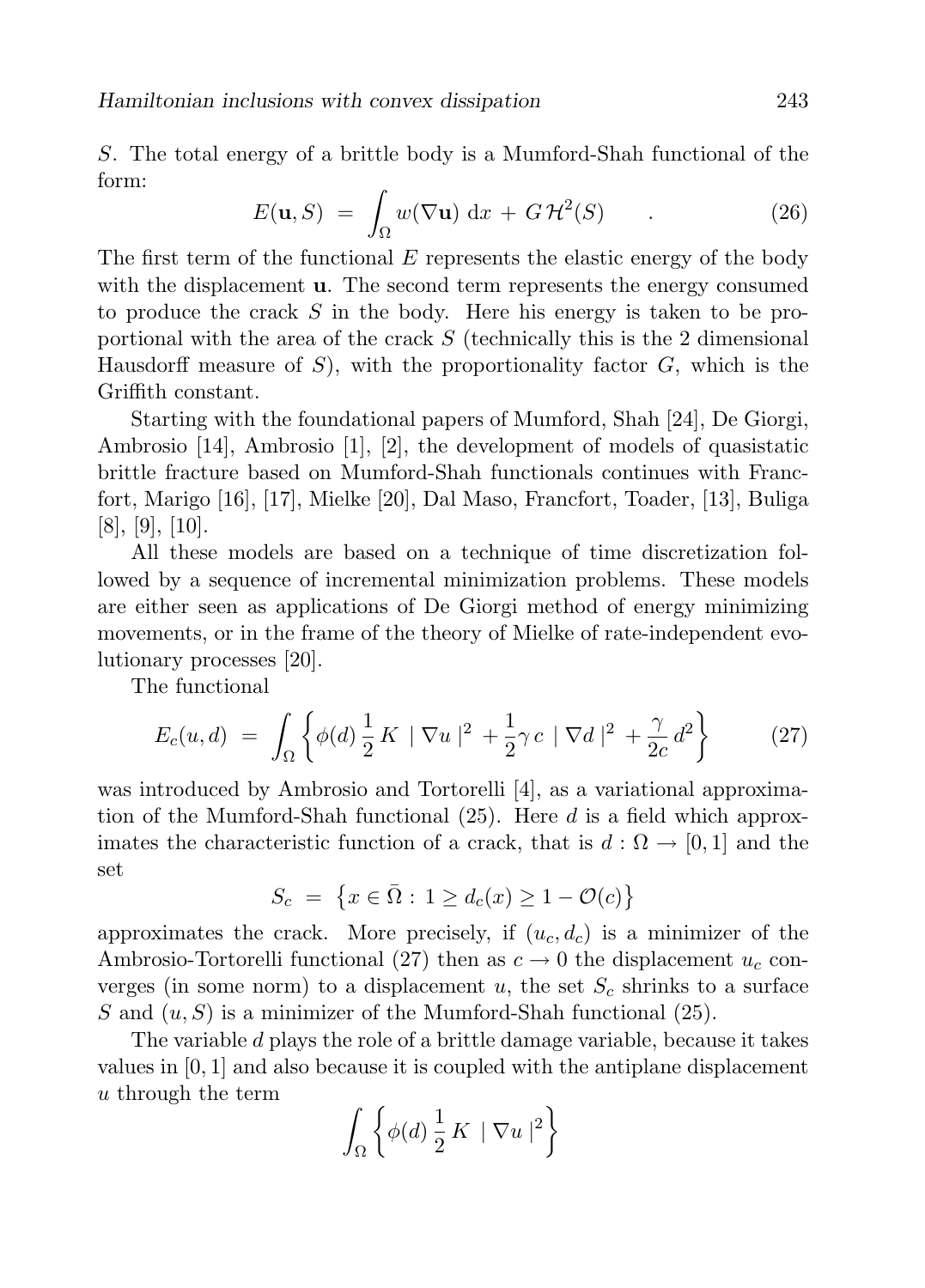$S$. The total energy of a brittle body is a Mumford-Shah functional of the form:

$$E(\mathbf{u}, S) \; = \; \int_{\Omega} w(\nabla \mathbf{u}) \, \mathrm{d}x \, + \, G \, \mathcal{H}^2(S) \qquad . \tag{26}$$

The first term of the functional $E$ represents the elastic energy of the body with the displacement $\mathbf{u}$. The second term represents the energy consumed to produce the crack $S$ in the body. Here his energy is taken to be proportional with the area of the crack $S$ (technically this is the 2 dimensional Hausdorff measure of $S$), with the proportionality factor $G$, which is the Griffith constant.

Starting with the foundational papers of Mumford, Shah [24], De Giorgi, Ambrosio [14], Ambrosio [1], [2], the development of models of quasistatic brittle fracture based on Mumford-Shah functionals continues with Francfort, Marigo [16], [17], Mielke [20], Dal Maso, Francfort, Toader, [13], Buliga [8], [9], [10].

All these models are based on a technique of time discretization followed by a sequence of incremental minimization problems. These models are either seen as applications of De Giorgi method of energy minimizing movements, or in the frame of the theory of Mielke of rate-independent evolutionary processes [20].

The functional

$$E_c(u, d) \; = \; \int_{\Omega} \left\{ \phi(d) \, \frac{1}{2} \, K \; \mid \nabla u \mid^2 \, + \frac{1}{2} \gamma \, c \; \mid \nabla d \mid^2 \, + \frac{\gamma}{2c} \, d^2 \right\} \tag{27}$$

was introduced by Ambrosio and Tortorelli [4], as a variational approximation of the Mumford-Shah functional (25). Here $d$ is a field which approximates the characteristic function of a crack, that is $d : \Omega \rightarrow [0, 1]$ and the set

$$S_c \; = \; \left\{ x \in \bar{\Omega} \, : \, 1 \geq d_c(x) \geq 1 - \mathcal{O}(c) \right\}$$

approximates the crack. More precisely, if $(u_c, d_c)$ is a minimizer of the Ambrosio-Tortorelli functional (27) then as $c \rightarrow 0$ the displacement $u_c$ converges (in some norm) to a displacement $u$, the set $S_c$ shrinks to a surface $S$ and $(u, S)$ is a minimizer of the Mumford-Shah functional (25).

The variable $d$ plays the role of a brittle damage variable, because it takes values in $[0, 1]$ and also because it is coupled with the antiplane displacement $u$ through the term

$$\int_{\Omega} \left\{ \phi(d) \, \frac{1}{2} \, K \; \mid \nabla u \mid^2 \right\}$$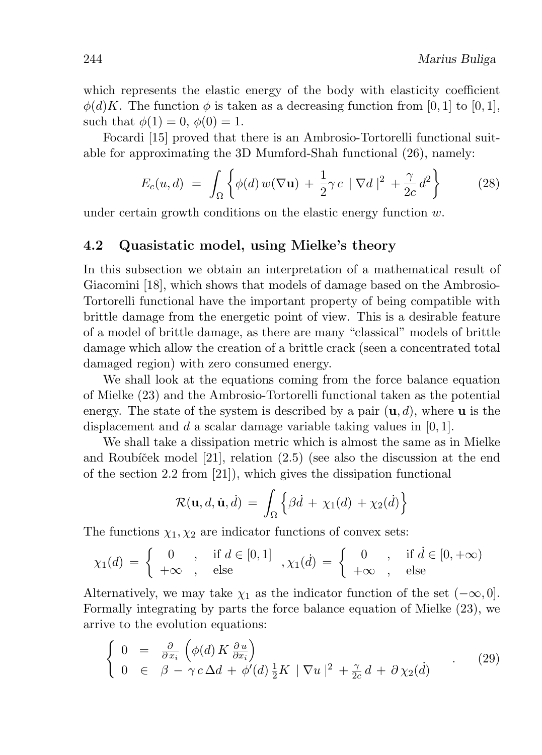which represents the elastic energy of the body with elasticity coefficient $\phi(d)K$. The function $\phi$ is taken as a decreasing function from $[0,1]$ to $[0,1]$, such that $\phi(1)=0$, $\phi(0)=1$.

Focardi [15] proved that there is an Ambrosio-Tortorelli functional suitable for approximating the 3D Mumford-Shah functional (26), namely:

$$E_c(u,d) \;=\; \int_\Omega \left\{ \phi(d)\, w(\nabla \mathbf{u}) \,+\, \frac{1}{2}\gamma\, c \,\mid \nabla d \mid^2 \,+\, \frac{\gamma}{2c}\, d^2 \right\} \tag{28}$$

under certain growth conditions on the elastic energy function $w$.

### 4.2 Quasistatic model, using Mielke's theory

In this subsection we obtain an interpretation of a mathematical result of Giacomini [18], which shows that models of damage based on the Ambrosio-Tortorelli functional have the important property of being compatible with brittle damage from the energetic point of view. This is a desirable feature of a model of brittle damage, as there are many "classical" models of brittle damage which allow the creation of a brittle crack (seen a concentrated total damaged region) with zero consumed energy.

We shall look at the equations coming from the force balance equation of Mielke (23) and the Ambrosio-Tortorelli functional taken as the potential energy. The state of the system is described by a pair $(\mathbf{u}, d)$, where $\mathbf{u}$ is the displacement and $d$ a scalar damage variable taking values in $[0,1]$.

We shall take a dissipation metric which is almost the same as in Mielke and Roubíček model [21], relation (2.5) (see also the discussion at the end of the section 2.2 from [21]), which gives the dissipation functional

$$\mathcal{R}(\mathbf{u}, d, \dot{\mathbf{u}}, \dot{d}) \;=\; \int_\Omega \left\{ \beta \dot{d} \,+\, \chi_1(d) \,+\, \chi_2(\dot{d}) \right\}$$

The functions $\chi_1, \chi_2$ are indicator functions of convex sets:

$$\chi_1(d) \;=\; \left\{ \begin{array}{ccc} 0 & , & \text{if } d \in [0,1] \\ +\infty & , & \text{else} \end{array} \right. , \chi_1(\dot{d}) \;=\; \left\{ \begin{array}{ccc} 0 & , & \text{if } \dot{d} \in [0,+\infty) \\ +\infty & , & \text{else} \end{array} \right.$$

Alternatively, we may take $\chi_1$ as the indicator function of the set $(-\infty, 0]$. Formally integrating by parts the force balance equation of Mielke (23), we arrive to the evolution equations:

$$\left\{ \begin{array}{lcl} 0 & = & \frac{\partial}{\partial x_i}\left( \phi(d)\, K\, \frac{\partial u}{\partial x_i} \right) \\ 0 & \in & \beta \,-\, \gamma\, c\, \Delta d \,+\, \phi'(d)\, \frac{1}{2} K \,\mid \nabla u \mid^2 \,+\, \frac{\gamma}{2c}\, d \,+\, \partial\, \chi_2(\dot{d}) \end{array} \right. . \tag{29}$$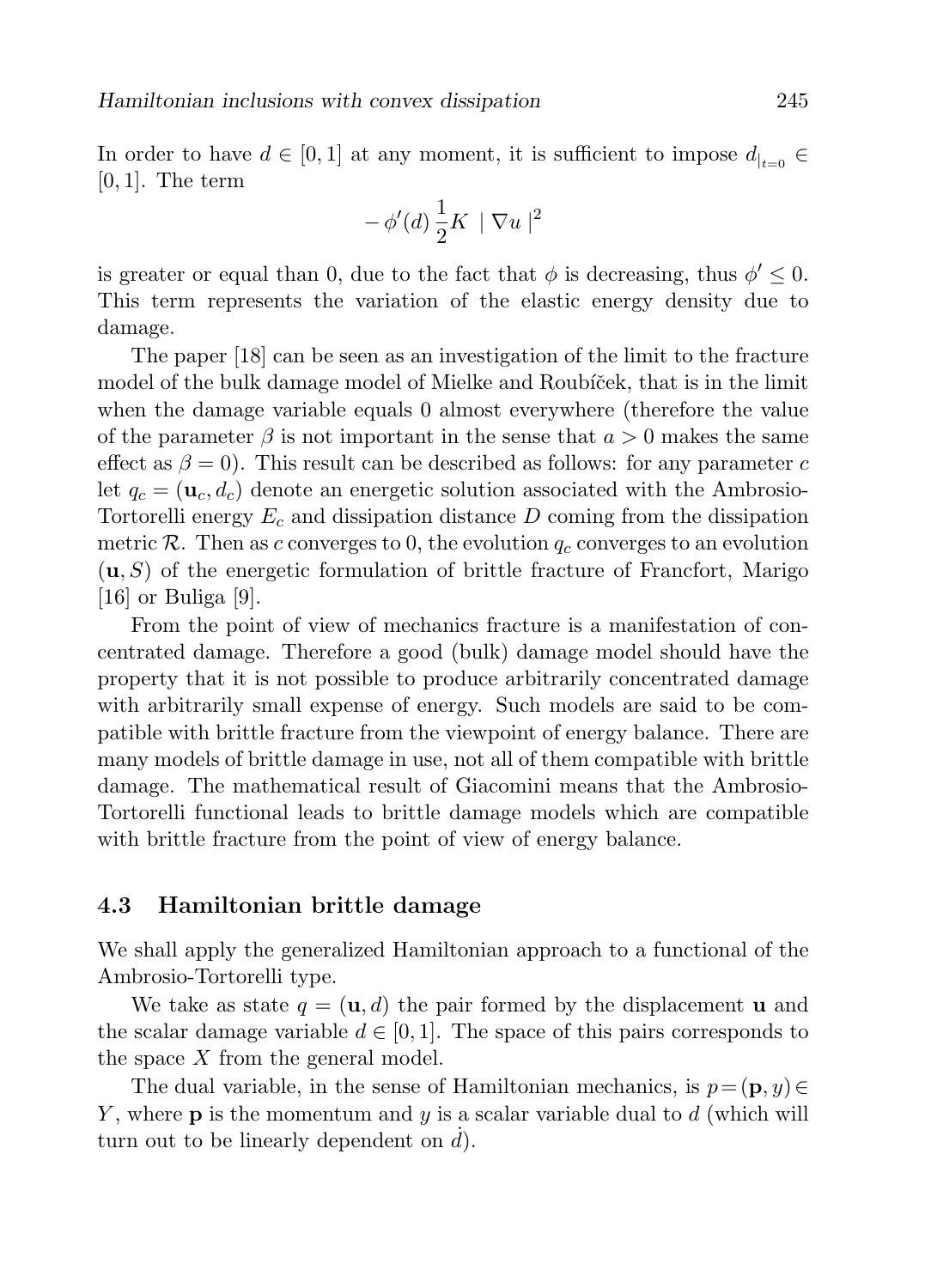In order to have $d \in [0,1]$ at any moment, it is sufficient to impose $d_{|_{t=0}} \in [0,1]$. The term

$$- \phi'(d) \frac{1}{2} K \mid \nabla u \mid^2$$

is greater or equal than 0, due to the fact that $\phi$ is decreasing, thus $\phi' \leq 0$. This term represents the variation of the elastic energy density due to damage.

The paper [18] can be seen as an investigation of the limit to the fracture model of the bulk damage model of Mielke and Roubíček, that is in the limit when the damage variable equals 0 almost everywhere (therefore the value of the parameter $\beta$ is not important in the sense that $a > 0$ makes the same effect as $\beta = 0$). This result can be described as follows: for any parameter $c$ let $q_c = (\mathbf{u}_c, d_c)$ denote an energetic solution associated with the Ambrosio-Tortorelli energy $E_c$ and dissipation distance $D$ coming from the dissipation metric $\mathcal{R}$. Then as $c$ converges to 0, the evolution $q_c$ converges to an evolution $(\mathbf{u}, S)$ of the energetic formulation of brittle fracture of Francfort, Marigo [16] or Buliga [9].

From the point of view of mechanics fracture is a manifestation of concentrated damage. Therefore a good (bulk) damage model should have the property that it is not possible to produce arbitrarily concentrated damage with arbitrarily small expense of energy. Such models are said to be compatible with brittle fracture from the viewpoint of energy balance. There are many models of brittle damage in use, not all of them compatible with brittle damage. The mathematical result of Giacomini means that the Ambrosio-Tortorelli functional leads to brittle damage models which are compatible with brittle fracture from the point of view of energy balance.

### 4.3 Hamiltonian brittle damage

We shall apply the generalized Hamiltonian approach to a functional of the Ambrosio-Tortorelli type.

We take as state $q = (\mathbf{u}, d)$ the pair formed by the displacement $\mathbf{u}$ and the scalar damage variable $d \in [0,1]$. The space of this pairs corresponds to the space $X$ from the general model.

The dual variable, in the sense of Hamiltonian mechanics, is $p = (\mathbf{p}, y) \in Y$, where $\mathbf{p}$ is the momentum and $y$ is a scalar variable dual to $d$ (which will turn out to be linearly dependent on $\dot{d}$).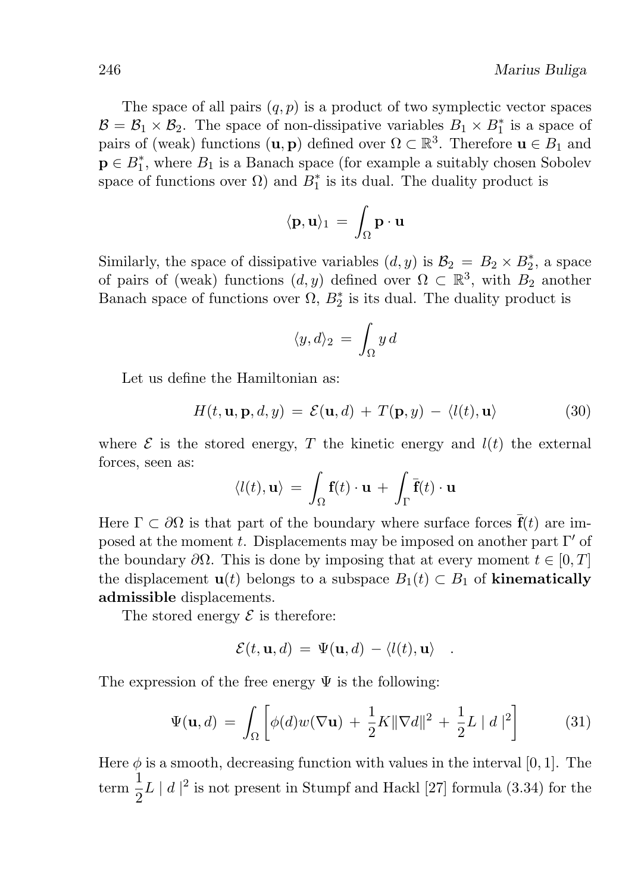The space of all pairs $(q, p)$ is a product of two symplectic vector spaces $\mathcal{B} = \mathcal{B}_1 \times \mathcal{B}_2$. The space of non-dissipative variables $B_1 \times B_1^*$ is a space of pairs of (weak) functions $(\mathbf{u}, \mathbf{p})$ defined over $\Omega \subset \mathbb{R}^3$. Therefore $\mathbf{u} \in B_1$ and $\mathbf{p} \in B_1^*$, where $B_1$ is a Banach space (for example a suitably chosen Sobolev space of functions over $\Omega$) and $B_1^*$ is its dual. The duality product is

$$\langle \mathbf{p}, \mathbf{u} \rangle_1 \, = \, \int_\Omega \mathbf{p} \cdot \mathbf{u}$$

Similarly, the space of dissipative variables $(d, y)$ is $\mathcal{B}_2 \, = \, B_2 \times B_2^*$, a space of pairs of (weak) functions $(d, y)$ defined over $\Omega \subset \mathbb{R}^3$, with $B_2$ another Banach space of functions over $\Omega$, $B_2^*$ is its dual. The duality product is

$$\langle y, d \rangle_2 \, = \, \int_\Omega y \, d$$

Let us define the Hamiltonian as:

$$H(t, \mathbf{u}, \mathbf{p}, d, y) \, = \, \mathcal{E}(\mathbf{u}, d) \, + \, T(\mathbf{p}, y) \, - \, \langle l(t), \mathbf{u} \rangle \tag{30}$$

where $\mathcal{E}$ is the stored energy, $T$ the kinetic energy and $l(t)$ the external forces, seen as:

$$\langle l(t), \mathbf{u} \rangle \, = \, \int_\Omega \mathbf{f}(t) \cdot \mathbf{u} \, + \, \int_\Gamma \bar{\mathbf{f}}(t) \cdot \mathbf{u}$$

Here $\Gamma \subset \partial\Omega$ is that part of the boundary where surface forces $\bar{\mathbf{f}}(t)$ are imposed at the moment $t$. Displacements may be imposed on another part $\Gamma'$ of the boundary $\partial\Omega$. This is done by imposing that at every moment $t \in [0, T]$ the displacement $\mathbf{u}(t)$ belongs to a subspace $B_1(t) \subset B_1$ of **kinematically admissible** displacements.

The stored energy $\mathcal{E}$ is therefore:

$$\mathcal{E}(t, \mathbf{u}, d) \, = \, \Psi(\mathbf{u}, d) \, - \, \langle l(t), \mathbf{u} \rangle \quad .$$

The expression of the free energy $\Psi$ is the following:

$$\Psi(\mathbf{u}, d) \, = \, \int_\Omega \left[ \phi(d) w(\nabla \mathbf{u}) \, + \, \frac{1}{2} K \|\nabla d\|^2 \, + \, \frac{1}{2} L \mid d \mid^2 \right] \tag{31}$$

Here $\phi$ is a smooth, decreasing function with values in the interval $[0, 1]$. The term $\frac{1}{2} L \mid d \mid^2$ is not present in Stumpf and Hackl [27] formula (3.34) for the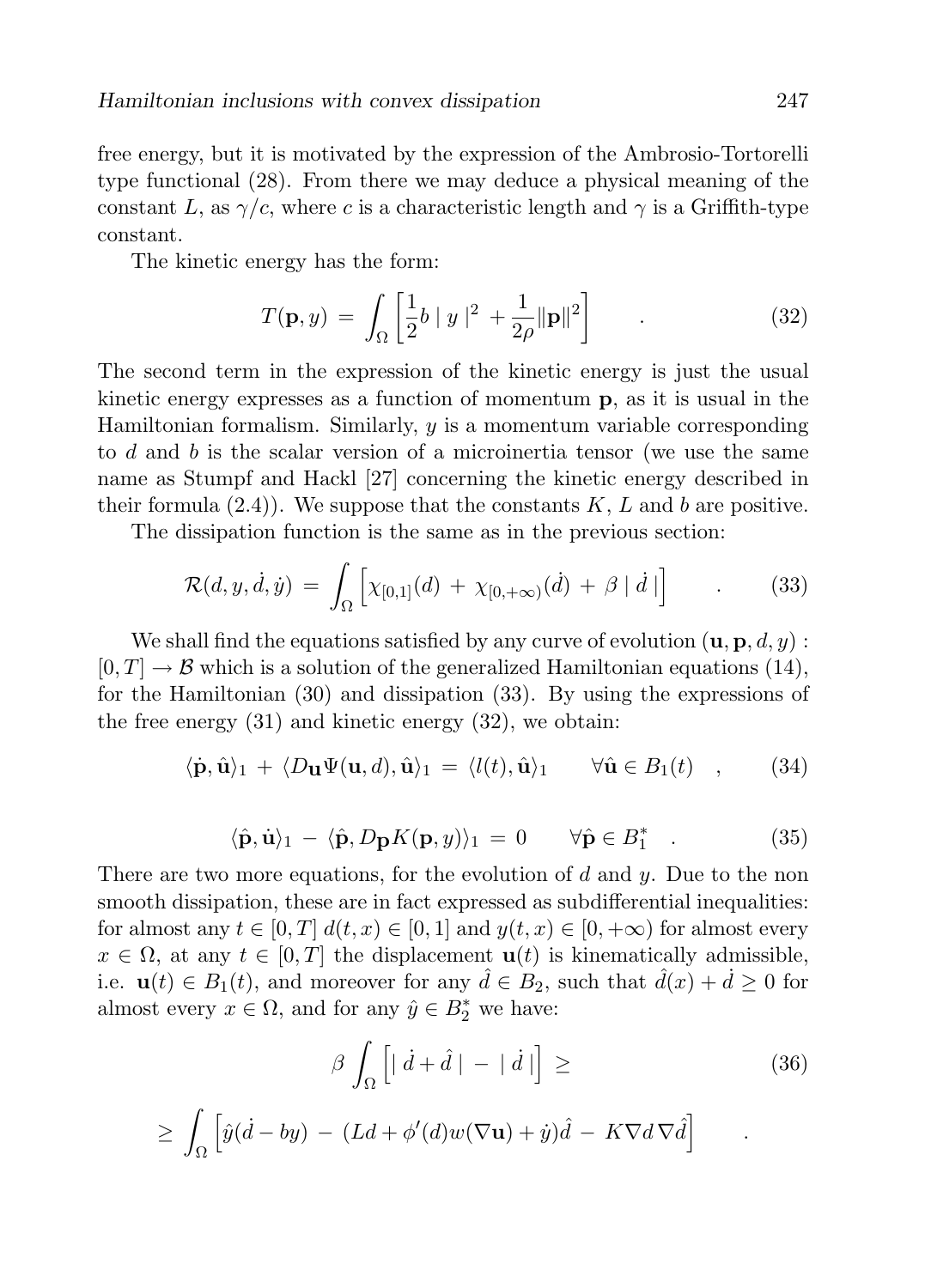free energy, but it is motivated by the expression of the Ambrosio-Tortorelli type functional (28). From there we may deduce a physical meaning of the constant $L$, as $\gamma/c$, where $c$ is a characteristic length and $\gamma$ is a Griffith-type constant.

The kinetic energy has the form:

$$T(\mathbf{p}, y) \;=\; \int_{\Omega} \left[ \frac{1}{2} b \mid y \mid^2 \; + \frac{1}{2\rho} \|\mathbf{p}\|^2 \right] \qquad . \tag{32}$$

The second term in the expression of the kinetic energy is just the usual kinetic energy expresses as a function of momentum $\mathbf{p}$, as it is usual in the Hamiltonian formalism. Similarly, $y$ is a momentum variable corresponding to $d$ and $b$ is the scalar version of a microinertia tensor (we use the same name as Stumpf and Hackl [27] concerning the kinetic energy described in their formula (2.4)). We suppose that the constants $K$, $L$ and $b$ are positive.

The dissipation function is the same as in the previous section:

$$\mathcal{R}(d, y, \dot{d}, \dot{y}) \;=\; \int_{\Omega} \left[ \chi_{[0,1]}(d) \;+\; \chi_{[0,+\infty)}(\dot{d}) \;+\; \beta \mid \dot{d} \mid \right] \qquad . \tag{33}$$

We shall find the equations satisfied by any curve of evolution $(\mathbf{u}, \mathbf{p}, d, y) : [0, T] \rightarrow \mathcal{B}$ which is a solution of the generalized Hamiltonian equations (14), for the Hamiltonian (30) and dissipation (33). By using the expressions of the free energy (31) and kinetic energy (32), we obtain:

$$\langle \dot{\mathbf{p}}, \hat{\mathbf{u}} \rangle_1 \;+\; \langle D_{\mathbf{u}} \Psi(\mathbf{u}, d), \hat{\mathbf{u}} \rangle_1 \;=\; \langle l(t), \hat{\mathbf{u}} \rangle_1 \qquad \forall \hat{\mathbf{u}} \in B_1(t) \quad , \tag{34}$$

$$\langle \hat{\mathbf{p}}, \dot{\mathbf{u}} \rangle_1 \;-\; \langle \hat{\mathbf{p}}, D_{\mathbf{p}} K(\mathbf{p}, y) \rangle_1 \;=\; 0 \qquad \forall \hat{\mathbf{p}} \in B_1^* \quad . \tag{35}$$

There are two more equations, for the evolution of $d$ and $y$. Due to the non smooth dissipation, these are in fact expressed as subdifferential inequalities: for almost any $t \in [0, T]$ $d(t, x) \in [0, 1]$ and $y(t, x) \in [0, +\infty)$ for almost every $x \in \Omega$, at any $t \in [0, T]$ the displacement $\mathbf{u}(t)$ is kinematically admissible, i.e. $\mathbf{u}(t) \in B_1(t)$, and moreover for any $\hat{d} \in B_2$, such that $\hat{d}(x) + \dot{d} \geq 0$ for almost every $x \in \Omega$, and for any $\hat{y} \in B_2^*$ we have:

$$\beta \int_{\Omega} \left[ \mid \dot{d} + \hat{d} \mid \;-\; \mid \dot{d} \mid \right] \;\geq \tag{36}$$

$$\geq \; \int_{\Omega} \left[ \hat{y}(\dot{d} - by) \;-\; (Ld + \phi'(d) w(\nabla \mathbf{u}) + \dot{y}) \hat{d} \;-\; K \nabla d \, \nabla \hat{d} \right] \qquad .$$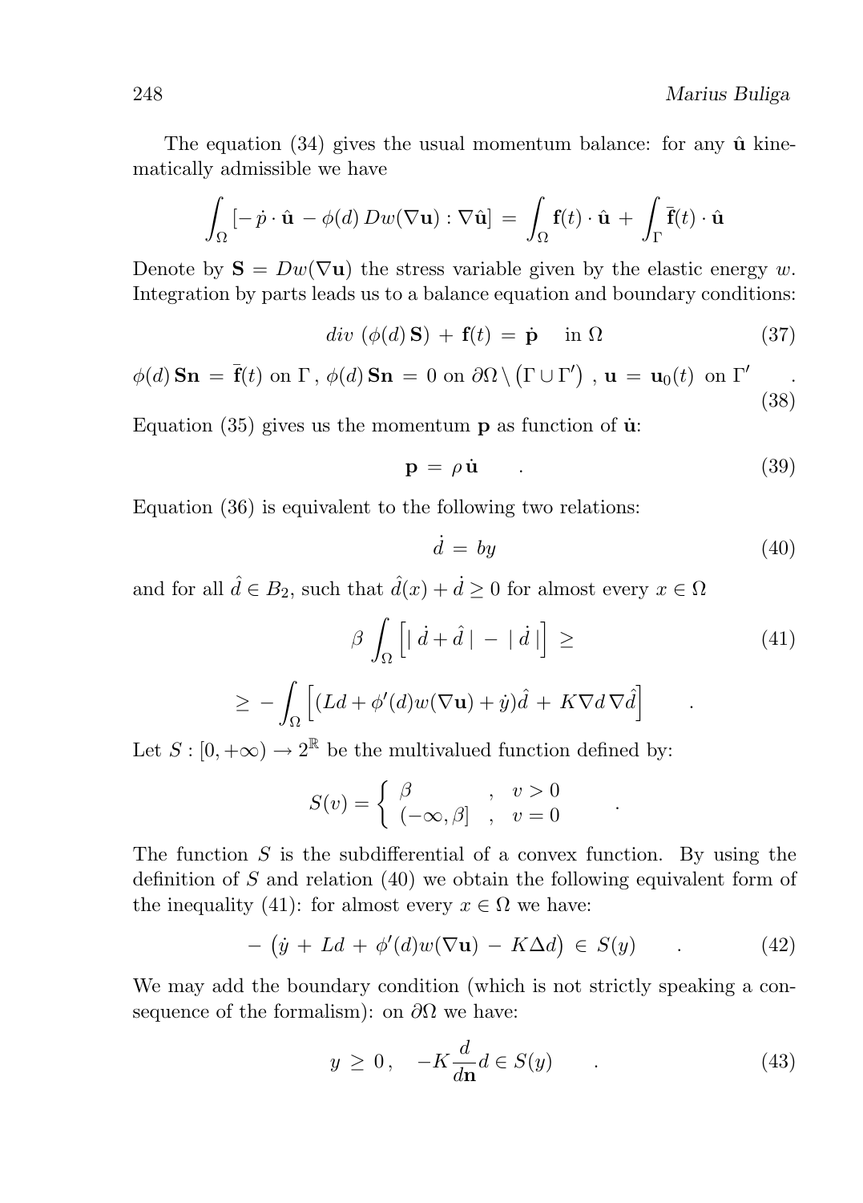The equation (34) gives the usual momentum balance: for any $\hat{\mathbf{u}}$ kinematically admissible we have

$$\int_\Omega \left[ -\dot{p} \cdot \hat{\mathbf{u}} - \phi(d)\, Dw(\nabla \mathbf{u}) : \nabla \hat{\mathbf{u}} \right] = \int_\Omega \mathbf{f}(t) \cdot \hat{\mathbf{u}} + \int_\Gamma \bar{\mathbf{f}}(t) \cdot \hat{\mathbf{u}}$$

Denote by $\mathbf{S} = Dw(\nabla \mathbf{u})$ the stress variable given by the elastic energy $w$. Integration by parts leads us to a balance equation and boundary conditions:

$$div\ (\phi(d)\, \mathbf{S}) + \mathbf{f}(t) = \dot{\mathbf{p}} \quad \text{ in } \Omega \tag{37}$$

$$\phi(d)\, \mathbf{S}\mathbf{n} = \bar{\mathbf{f}}(t) \text{ on } \Gamma\,,\ \phi(d)\, \mathbf{S}\mathbf{n} = 0 \text{ on } \partial\Omega \setminus \left(\Gamma \cup \Gamma'\right)\,,\ \mathbf{u} = \mathbf{u}_0(t) \text{ on } \Gamma' \quad . \tag{38}$$

Equation (35) gives us the momentum $\mathbf{p}$ as function of $\dot{\mathbf{u}}$:

$$\mathbf{p} = \rho\, \dot{\mathbf{u}} \quad . \tag{39}$$

Equation (36) is equivalent to the following two relations:

$$\dot{d} = by \tag{40}$$

and for all $\hat{d} \in B_2$, such that $\hat{d}(x) + \dot{d} \geq 0$ for almost every $x \in \Omega$

$$\beta \int_\Omega \left[ \mid \dot{d} + \hat{d} \mid - \mid \dot{d} \mid \right] \geq \tag{41}$$

$$\geq - \int_\Omega \left[ (Ld + \phi'(d) w(\nabla \mathbf{u}) + \dot{y}) \hat{d} + K \nabla d\, \nabla \hat{d} \right] \quad .$$

Let $S : [0, +\infty) \to 2^{\mathbb{R}}$ be the multivalued function defined by:

$$S(v) = \begin{cases} \beta & ,\quad v > 0 \\ (-\infty, \beta] & ,\quad v = 0 \end{cases} \quad .$$

The function $S$ is the subdifferential of a convex function. By using the definition of $S$ and relation (40) we obtain the following equivalent form of the inequality (41): for almost every $x \in \Omega$ we have:

$$-\left( \dot{y} + Ld + \phi'(d) w(\nabla \mathbf{u}) - K \Delta d \right) \in S(y) \quad . \tag{42}$$

We may add the boundary condition (which is not strictly speaking a consequence of the formalism): on $\partial\Omega$ we have:

$$y \geq 0\,, \quad -K \frac{d}{d\mathbf{n}} d \in S(y) \quad . \tag{43}$$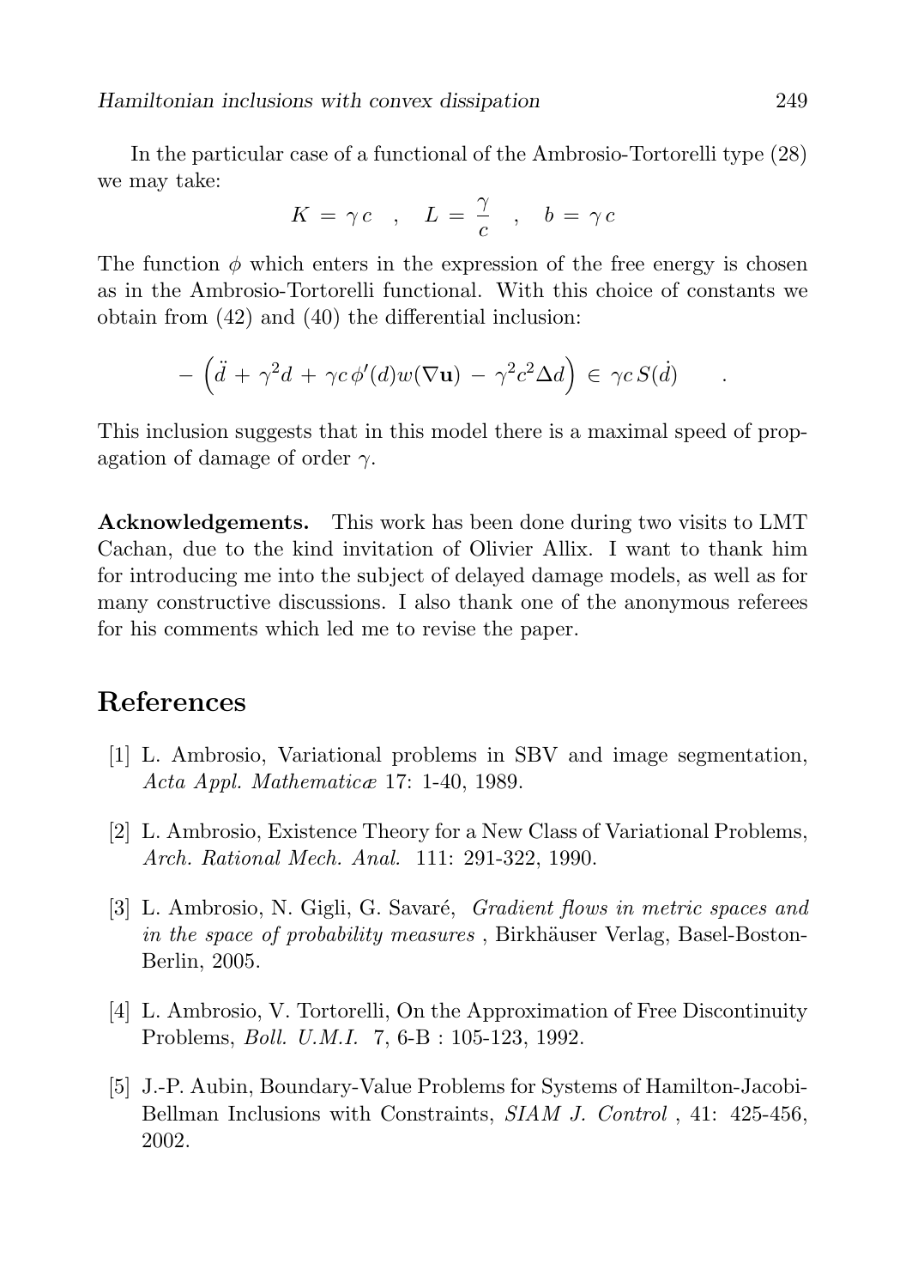In the particular case of a functional of the Ambrosio-Tortorelli type (28) we may take:

$$K = \gamma c \quad , \quad L = \frac{\gamma}{c} \quad , \quad b = \gamma c$$

The function $\phi$ which enters in the expression of the free energy is chosen as in the Ambrosio-Tortorelli functional. With this choice of constants we obtain from (42) and (40) the differential inclusion:

$$- \left( \ddot{d} + \gamma^2 d + \gamma c \, \phi'(d) w(\nabla \mathbf{u}) - \gamma^2 c^2 \Delta d \right) \in \gamma c \, S(\dot{d}) \qquad .$$

This inclusion suggests that in this model there is a maximal speed of propagation of damage of order $\gamma$.

**Acknowledgements.** This work has been done during two visits to LMT Cachan, due to the kind invitation of Olivier Allix. I want to thank him for introducing me into the subject of delayed damage models, as well as for many constructive discussions. I also thank one of the anonymous referees for his comments which led me to revise the paper.

## References

[1] L. Ambrosio, Variational problems in SBV and image segmentation, *Acta Appl. Mathematicæ* 17: 1-40, 1989.

[2] L. Ambrosio, Existence Theory for a New Class of Variational Problems, *Arch. Rational Mech. Anal.* 111: 291-322, 1990.

[3] L. Ambrosio, N. Gigli, G. Savaré, *Gradient flows in metric spaces and in the space of probability measures* , Birkhäuser Verlag, Basel-Boston-Berlin, 2005.

[4] L. Ambrosio, V. Tortorelli, On the Approximation of Free Discontinuity Problems, *Boll. U.M.I.* 7, 6-B : 105-123, 1992.

[5] J.-P. Aubin, Boundary-Value Problems for Systems of Hamilton-Jacobi-Bellman Inclusions with Constraints, *SIAM J. Control* , 41: 425-456, 2002.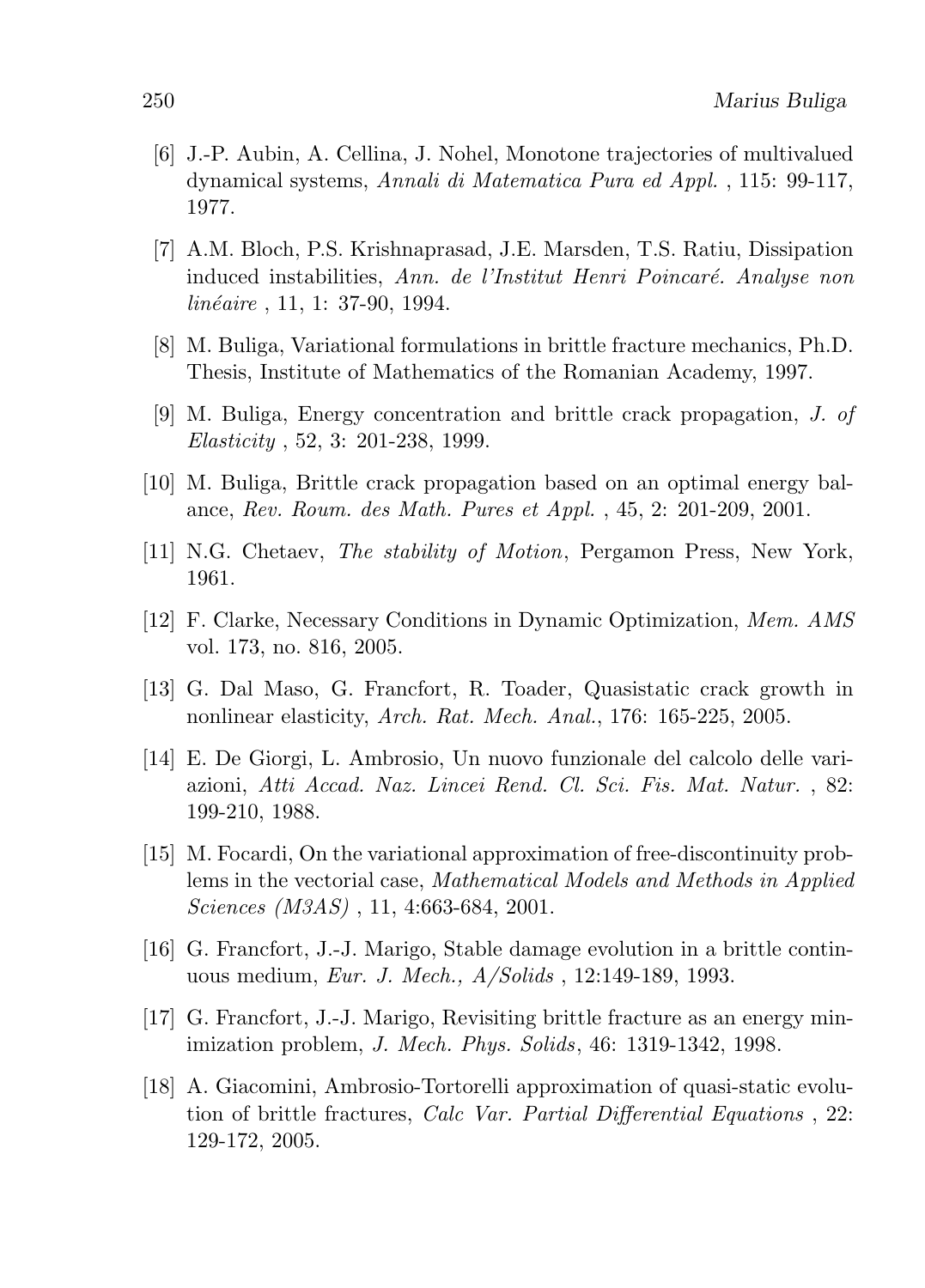[6] J.-P. Aubin, A. Cellina, J. Nohel, Monotone trajectories of multivalued dynamical systems, *Annali di Matematica Pura ed Appl.* , 115: 99-117, 1977.

[7] A.M. Bloch, P.S. Krishnaprasad, J.E. Marsden, T.S. Ratiu, Dissipation induced instabilities, *Ann. de l'Institut Henri Poincaré. Analyse non linéaire* , 11, 1: 37-90, 1994.

[8] M. Buliga, Variational formulations in brittle fracture mechanics, Ph.D. Thesis, Institute of Mathematics of the Romanian Academy, 1997.

[9] M. Buliga, Energy concentration and brittle crack propagation, *J. of Elasticity* , 52, 3: 201-238, 1999.

[10] M. Buliga, Brittle crack propagation based on an optimal energy balance, *Rev. Roum. des Math. Pures et Appl.* , 45, 2: 201-209, 2001.

[11] N.G. Chetaev, *The stability of Motion*, Pergamon Press, New York, 1961.

[12] F. Clarke, Necessary Conditions in Dynamic Optimization, *Mem. AMS* vol. 173, no. 816, 2005.

[13] G. Dal Maso, G. Francfort, R. Toader, Quasistatic crack growth in nonlinear elasticity, *Arch. Rat. Mech. Anal.*, 176: 165-225, 2005.

[14] E. De Giorgi, L. Ambrosio, Un nuovo funzionale del calcolo delle variazioni, *Atti Accad. Naz. Lincei Rend. Cl. Sci. Fis. Mat. Natur.* , 82: 199-210, 1988.

[15] M. Focardi, On the variational approximation of free-discontinuity problems in the vectorial case, *Mathematical Models and Methods in Applied Sciences (M3AS)* , 11, 4:663-684, 2001.

[16] G. Francfort, J.-J. Marigo, Stable damage evolution in a brittle continuous medium, *Eur. J. Mech., A/Solids* , 12:149-189, 1993.

[17] G. Francfort, J.-J. Marigo, Revisiting brittle fracture as an energy minimization problem, *J. Mech. Phys. Solids*, 46: 1319-1342, 1998.

[18] A. Giacomini, Ambrosio-Tortorelli approximation of quasi-static evolution of brittle fractures, *Calc Var. Partial Differential Equations* , 22: 129-172, 2005.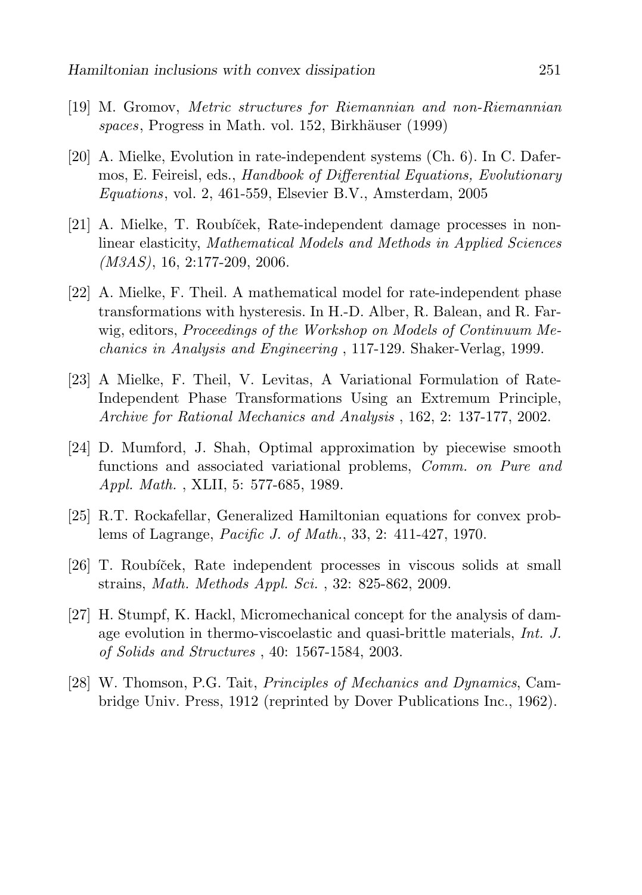[19] M. Gromov, *Metric structures for Riemannian and non-Riemannian spaces*, Progress in Math. vol. 152, Birkhäuser (1999)

[20] A. Mielke, Evolution in rate-independent systems (Ch. 6). In C. Dafermos, E. Feireisl, eds., *Handbook of Differential Equations, Evolutionary Equations*, vol. 2, 461-559, Elsevier B.V., Amsterdam, 2005

[21] A. Mielke, T. Roubíček, Rate-independent damage processes in nonlinear elasticity, *Mathematical Models and Methods in Applied Sciences (M3AS)*, 16, 2:177-209, 2006.

[22] A. Mielke, F. Theil. A mathematical model for rate-independent phase transformations with hysteresis. In H.-D. Alber, R. Balean, and R. Farwig, editors, *Proceedings of the Workshop on Models of Continuum Mechanics in Analysis and Engineering* , 117-129. Shaker-Verlag, 1999.

[23] A Mielke, F. Theil, V. Levitas, A Variational Formulation of Rate-Independent Phase Transformations Using an Extremum Principle, *Archive for Rational Mechanics and Analysis* , 162, 2: 137-177, 2002.

[24] D. Mumford, J. Shah, Optimal approximation by piecewise smooth functions and associated variational problems, *Comm. on Pure and Appl. Math.* , XLII, 5: 577-685, 1989.

[25] R.T. Rockafellar, Generalized Hamiltonian equations for convex problems of Lagrange, *Pacific J. of Math.*, 33, 2: 411-427, 1970.

[26] T. Roubíček, Rate independent processes in viscous solids at small strains, *Math. Methods Appl. Sci.* , 32: 825-862, 2009.

[27] H. Stumpf, K. Hackl, Micromechanical concept for the analysis of damage evolution in thermo-viscoelastic and quasi-brittle materials, *Int. J. of Solids and Structures* , 40: 1567-1584, 2003.

[28] W. Thomson, P.G. Tait, *Principles of Mechanics and Dynamics*, Cambridge Univ. Press, 1912 (reprinted by Dover Publications Inc., 1962).